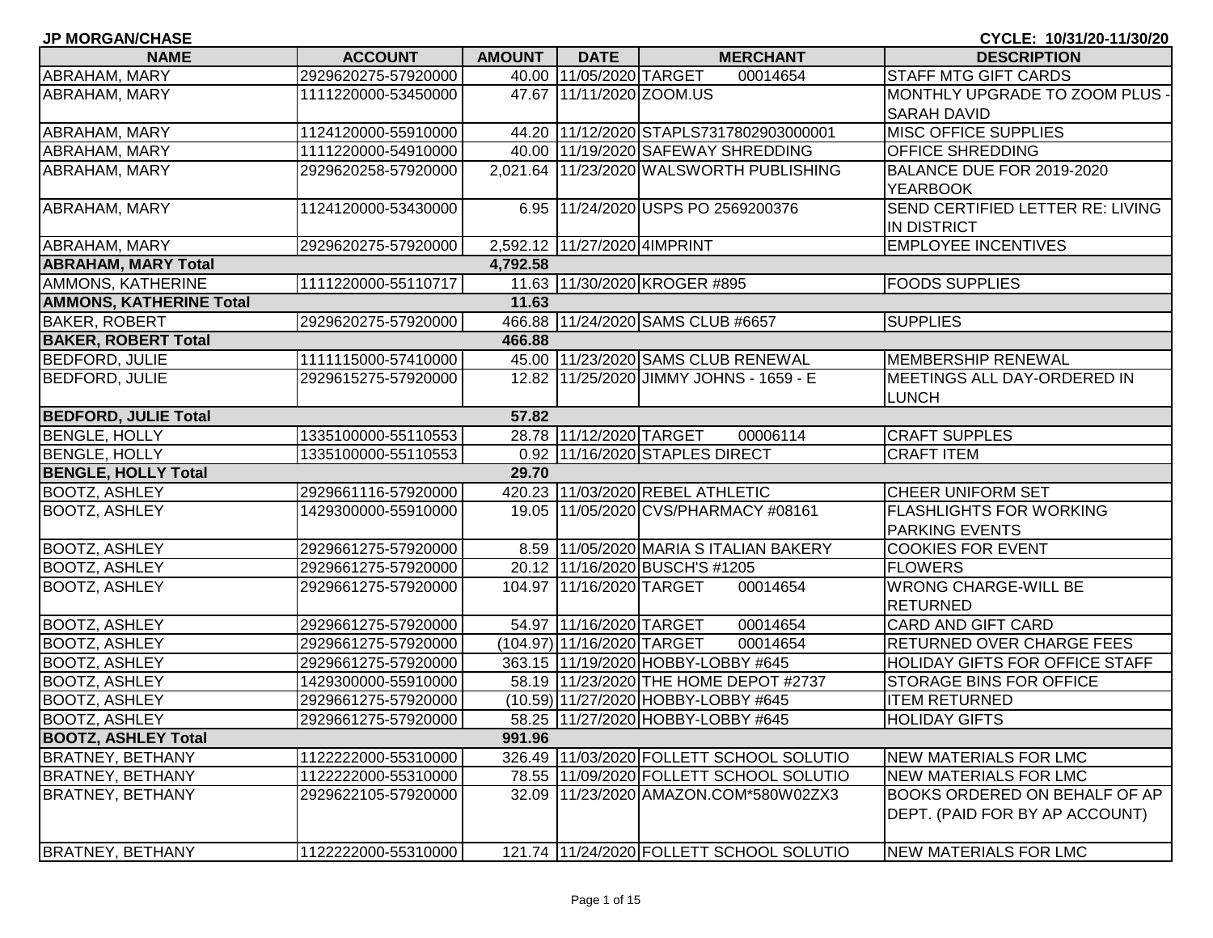**JP MORGAN/CHASE** CYCLE: 10/31/20-11/30/20

| NAME | ACCOUNT | AMOUNT | DATE | MERCHANT | DESCRIPTION |
|---|---|---|---|---|---|
| ABRAHAM, MARY | 2929620275-57920000 | 40.00 | 11/05/2020 | TARGET 00014654 | STAFF MTG GIFT CARDS |
| ABRAHAM, MARY | 1111220000-53450000 | 47.67 | 11/11/2020 | ZOOM.US | MONTHLY UPGRADE TO ZOOM PLUS - SARAH DAVID |
| ABRAHAM, MARY | 1124120000-55910000 | 44.20 | 11/12/2020 | STAPLS7317802903000001 | MISC OFFICE SUPPLIES |
| ABRAHAM, MARY | 1111220000-54910000 | 40.00 | 11/19/2020 | SAFEWAY SHREDDING | OFFICE SHREDDING |
| ABRAHAM, MARY | 2929620258-57920000 | 2,021.64 | 11/23/2020 | WALSWORTH PUBLISHING | BALANCE DUE FOR 2019-2020 YEARBOOK |
| ABRAHAM, MARY | 1124120000-53430000 | 6.95 | 11/24/2020 | USPS PO 2569200376 | SEND CERTIFIED LETTER RE: LIVING IN DISTRICT |
| ABRAHAM, MARY | 2929620275-57920000 | 2,592.12 | 11/27/2020 | 4IMPRINT | EMPLOYEE INCENTIVES |
| **ABRAHAM, MARY Total** | | **4,792.58** | | | |
| AMMONS, KATHERINE | 1111220000-55110717 | 11.63 | 11/30/2020 | KROGER #895 | FOODS SUPPLIES |
| **AMMONS, KATHERINE Total** | | **11.63** | | | |
| BAKER, ROBERT | 2929620275-57920000 | 466.88 | 11/24/2020 | SAMS CLUB #6657 | SUPPLIES |
| **BAKER, ROBERT Total** | | **466.88** | | | |
| BEDFORD, JULIE | 1111115000-57410000 | 45.00 | 11/23/2020 | SAMS CLUB RENEWAL | MEMBERSHIP RENEWAL |
| BEDFORD, JULIE | 2929615275-57920000 | 12.82 | 11/25/2020 | JIMMY JOHNS - 1659 - E | MEETINGS ALL DAY-ORDERED IN LUNCH |
| **BEDFORD, JULIE Total** | | **57.82** | | | |
| BENGLE, HOLLY | 1335100000-55110553 | 28.78 | 11/12/2020 | TARGET 00006114 | CRAFT SUPPLES |
| BENGLE, HOLLY | 1335100000-55110553 | 0.92 | 11/16/2020 | STAPLES DIRECT | CRAFT ITEM |
| **BENGLE, HOLLY Total** | | **29.70** | | | |
| BOOTZ, ASHLEY | 2929661116-57920000 | 420.23 | 11/03/2020 | REBEL ATHLETIC | CHEER UNIFORM SET |
| BOOTZ, ASHLEY | 1429300000-55910000 | 19.05 | 11/05/2020 | CVS/PHARMACY #08161 | FLASHLIGHTS FOR WORKING PARKING EVENTS |
| BOOTZ, ASHLEY | 2929661275-57920000 | 8.59 | 11/05/2020 | MARIA S ITALIAN BAKERY | COOKIES FOR EVENT |
| BOOTZ, ASHLEY | 2929661275-57920000 | 20.12 | 11/16/2020 | BUSCH'S #1205 | FLOWERS |
| BOOTZ, ASHLEY | 2929661275-57920000 | 104.97 | 11/16/2020 | TARGET 00014654 | WRONG CHARGE-WILL BE RETURNED |
| BOOTZ, ASHLEY | 2929661275-57920000 | 54.97 | 11/16/2020 | TARGET 00014654 | CARD AND GIFT CARD |
| BOOTZ, ASHLEY | 2929661275-57920000 | (104.97) | 11/16/2020 | TARGET 00014654 | RETURNED OVER CHARGE FEES |
| BOOTZ, ASHLEY | 2929661275-57920000 | 363.15 | 11/19/2020 | HOBBY-LOBBY #645 | HOLIDAY GIFTS FOR OFFICE STAFF |
| BOOTZ, ASHLEY | 1429300000-55910000 | 58.19 | 11/23/2020 | THE HOME DEPOT #2737 | STORAGE BINS FOR OFFICE |
| BOOTZ, ASHLEY | 2929661275-57920000 | (10.59) | 11/27/2020 | HOBBY-LOBBY #645 | ITEM RETURNED |
| BOOTZ, ASHLEY | 2929661275-57920000 | 58.25 | 11/27/2020 | HOBBY-LOBBY #645 | HOLIDAY GIFTS |
| **BOOTZ, ASHLEY Total** | | **991.96** | | | |
| BRATNEY, BETHANY | 1122222000-55310000 | 326.49 | 11/03/2020 | FOLLETT SCHOOL SOLUTIO | NEW MATERIALS FOR LMC |
| BRATNEY, BETHANY | 1122222000-55310000 | 78.55 | 11/09/2020 | FOLLETT SCHOOL SOLUTIO | NEW MATERIALS FOR LMC |
| BRATNEY, BETHANY | 2929622105-57920000 | 32.09 | 11/23/2020 | AMAZON.COM*580W02ZX3 | BOOKS ORDERED ON BEHALF OF AP DEPT. (PAID FOR BY AP ACCOUNT) |
| BRATNEY, BETHANY | 1122222000-55310000 | 121.74 | 11/24/2020 | FOLLETT SCHOOL SOLUTIO | NEW MATERIALS FOR LMC |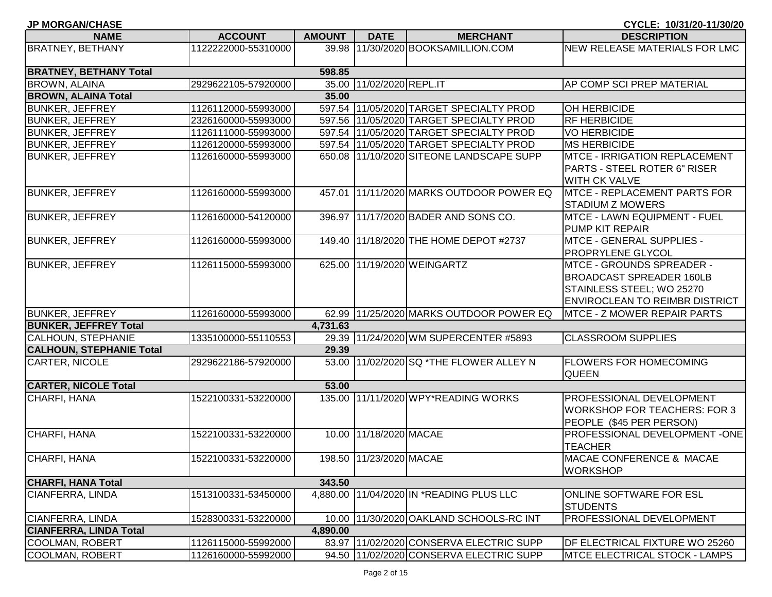**JP MORGAN/CHASE** **CYCLE: 10/31/20-11/30/20**

| NAME | ACCOUNT | AMOUNT | DATE | MERCHANT | DESCRIPTION |
|---|---|---|---|---|---|
| BRATNEY, BETHANY | 1122222000-55310000 | 39.98 | 11/30/2020 | BOOKSAMILLION.COM | NEW RELEASE MATERIALS FOR LMC |
| **BRATNEY, BETHANY Total** | | **598.85** | | | |
| BROWN, ALAINA | 2929622105-57920000 | 35.00 | 11/02/2020 | REPL.IT | AP COMP SCI PREP MATERIAL |
| **BROWN, ALAINA Total** | | **35.00** | | | |
| BUNKER, JEFFREY | 1126112000-55993000 | 597.54 | 11/05/2020 | TARGET SPECIALTY PROD | OH HERBICIDE |
| BUNKER, JEFFREY | 2326160000-55993000 | 597.56 | 11/05/2020 | TARGET SPECIALTY PROD | RF HERBICIDE |
| BUNKER, JEFFREY | 1126111000-55993000 | 597.54 | 11/05/2020 | TARGET SPECIALTY PROD | VO HERBICIDE |
| BUNKER, JEFFREY | 1126120000-55993000 | 597.54 | 11/05/2020 | TARGET SPECIALTY PROD | MS HERBICIDE |
| BUNKER, JEFFREY | 1126160000-55993000 | 650.08 | 11/10/2020 | SITEONE LANDSCAPE SUPP | MTCE - IRRIGATION REPLACEMENT PARTS - STEEL ROTER 6" RISER WITH CK VALVE |
| BUNKER, JEFFREY | 1126160000-55993000 | 457.01 | 11/11/2020 | MARKS OUTDOOR POWER EQ | MTCE - REPLACEMENT PARTS FOR STADIUM Z MOWERS |
| BUNKER, JEFFREY | 1126160000-54120000 | 396.97 | 11/17/2020 | BADER AND SONS CO. | MTCE - LAWN EQUIPMENT - FUEL PUMP KIT REPAIR |
| BUNKER, JEFFREY | 1126160000-55993000 | 149.40 | 11/18/2020 | THE HOME DEPOT #2737 | MTCE - GENERAL SUPPLIES - PROPRYLENE GLYCOL |
| BUNKER, JEFFREY | 1126115000-55993000 | 625.00 | 11/19/2020 | WEINGARTZ | MTCE - GROUNDS SPREADER - BROADCAST SPREADER 160LB STAINLESS STEEL; WO 25270 ENVIROCLEAN TO REIMBR DISTRICT |
| BUNKER, JEFFREY | 1126160000-55993000 | 62.99 | 11/25/2020 | MARKS OUTDOOR POWER EQ | MTCE - Z MOWER REPAIR PARTS |
| **BUNKER, JEFFREY Total** | | **4,731.63** | | | |
| CALHOUN, STEPHANIE | 1335100000-55110553 | 29.39 | 11/24/2020 | WM SUPERCENTER #5893 | CLASSROOM SUPPLIES |
| **CALHOUN, STEPHANIE Total** | | **29.39** | | | |
| CARTER, NICOLE | 2929622186-57920000 | 53.00 | 11/02/2020 | SQ *THE FLOWER ALLEY N | FLOWERS FOR HOMECOMING QUEEN |
| **CARTER, NICOLE Total** | | **53.00** | | | |
| CHARFI, HANA | 1522100331-53220000 | 135.00 | 11/11/2020 | WPY*READING WORKS | PROFESSIONAL DEVELOPMENT WORKSHOP FOR TEACHERS: FOR 3 PEOPLE ($45 PER PERSON) |
| CHARFI, HANA | 1522100331-53220000 | 10.00 | 11/18/2020 | MACAE | PROFESSIONAL DEVELOPMENT -ONE TEACHER |
| CHARFI, HANA | 1522100331-53220000 | 198.50 | 11/23/2020 | MACAE | MACAE CONFERENCE & MACAE WORKSHOP |
| **CHARFI, HANA Total** | | **343.50** | | | |
| CIANFERRA, LINDA | 1513100331-53450000 | 4,880.00 | 11/04/2020 | IN *READING PLUS LLC | ONLINE SOFTWARE FOR ESL STUDENTS |
| CIANFERRA, LINDA | 1528300331-53220000 | 10.00 | 11/30/2020 | OAKLAND SCHOOLS-RC INT | PROFESSIONAL DEVELOPMENT |
| **CIANFERRA, LINDA Total** | | **4,890.00** | | | |
| COOLMAN, ROBERT | 1126115000-55992000 | 83.97 | 11/02/2020 | CONSERVA ELECTRIC SUPP | DF ELECTRICAL FIXTURE WO 25260 |
| COOLMAN, ROBERT | 1126160000-55992000 | 94.50 | 11/02/2020 | CONSERVA ELECTRIC SUPP | MTCE ELECTRICAL STOCK - LAMPS |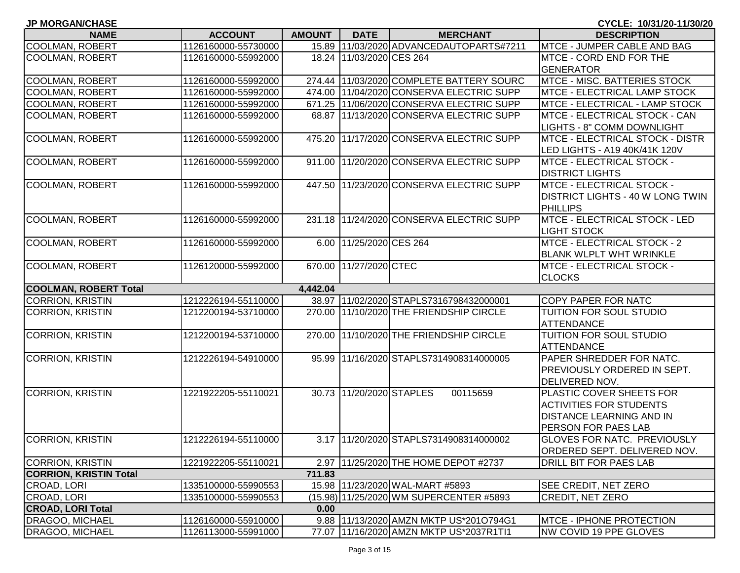JP MORGAN/CHASE

CYCLE: 10/31/20-11/30/20

| NAME | ACCOUNT | AMOUNT | DATE | MERCHANT | DESCRIPTION |
|---|---|---|---|---|---|
| COOLMAN, ROBERT | 1126160000-55730000 | 15.89 | 11/03/2020 | ADVANCEDAUTOPARTS#7211 | MTCE - JUMPER CABLE AND BAG |
| COOLMAN, ROBERT | 1126160000-55992000 | 18.24 | 11/03/2020 | CES 264 | MTCE - CORD END FOR THE GENERATOR |
| COOLMAN, ROBERT | 1126160000-55992000 | 274.44 | 11/03/2020 | COMPLETE BATTERY SOURC | MTCE - MISC. BATTERIES STOCK |
| COOLMAN, ROBERT | 1126160000-55992000 | 474.00 | 11/04/2020 | CONSERVA ELECTRIC SUPP | MTCE - ELECTRICAL LAMP STOCK |
| COOLMAN, ROBERT | 1126160000-55992000 | 671.25 | 11/06/2020 | CONSERVA ELECTRIC SUPP | MTCE - ELECTRICAL - LAMP STOCK |
| COOLMAN, ROBERT | 1126160000-55992000 | 68.87 | 11/13/2020 | CONSERVA ELECTRIC SUPP | MTCE - ELECTRICAL STOCK - CAN LIGHTS - 8" COMM DOWNLIGHT |
| COOLMAN, ROBERT | 1126160000-55992000 | 475.20 | 11/17/2020 | CONSERVA ELECTRIC SUPP | MTCE - ELECTRICAL STOCK - DISTR LED LIGHTS - A19 40K/41K 120V |
| COOLMAN, ROBERT | 1126160000-55992000 | 911.00 | 11/20/2020 | CONSERVA ELECTRIC SUPP | MTCE - ELECTRICAL STOCK - DISTRICT LIGHTS |
| COOLMAN, ROBERT | 1126160000-55992000 | 447.50 | 11/23/2020 | CONSERVA ELECTRIC SUPP | MTCE - ELECTRICAL STOCK - DISTRICT LIGHTS - 40 W LONG TWIN PHILLIPS |
| COOLMAN, ROBERT | 1126160000-55992000 | 231.18 | 11/24/2020 | CONSERVA ELECTRIC SUPP | MTCE - ELECTRICAL STOCK - LED LIGHT STOCK |
| COOLMAN, ROBERT | 1126160000-55992000 | 6.00 | 11/25/2020 | CES 264 | MTCE - ELECTRICAL STOCK - 2 BLANK WLPLT WHT WRINKLE |
| COOLMAN, ROBERT | 1126120000-55992000 | 670.00 | 11/27/2020 | CTEC | MTCE - ELECTRICAL STOCK - CLOCKS |
| **COOLMAN, ROBERT Total** | | **4,442.04** | | | |
| CORRION, KRISTIN | 1212226194-55110000 | 38.97 | 11/02/2020 | STAPLS7316798432000001 | COPY PAPER FOR NATC |
| CORRION, KRISTIN | 1212200194-53710000 | 270.00 | 11/10/2020 | THE FRIENDSHIP CIRCLE | TUITION FOR SOUL STUDIO ATTENDANCE |
| CORRION, KRISTIN | 1212200194-53710000 | 270.00 | 11/10/2020 | THE FRIENDSHIP CIRCLE | TUITION FOR SOUL STUDIO ATTENDANCE |
| CORRION, KRISTIN | 1212226194-54910000 | 95.99 | 11/16/2020 | STAPLS7314908314000005 | PAPER SHREDDER FOR NATC. PREVIOUSLY ORDERED IN SEPT. DELIVERED NOV. |
| CORRION, KRISTIN | 1221922205-55110021 | 30.73 | 11/20/2020 | STAPLES 00115659 | PLASTIC COVER SHEETS FOR ACTIVITIES FOR STUDENTS DISTANCE LEARNING AND IN PERSON FOR PAES LAB |
| CORRION, KRISTIN | 1212226194-55110000 | 3.17 | 11/20/2020 | STAPLS7314908314000002 | GLOVES FOR NATC. PREVIOUSLY ORDERED SEPT. DELIVERED NOV. |
| CORRION, KRISTIN | 1221922205-55110021 | 2.97 | 11/25/2020 | THE HOME DEPOT #2737 | DRILL BIT FOR PAES LAB |
| **CORRION, KRISTIN Total** | | **711.83** | | | |
| CROAD, LORI | 1335100000-55990553 | 15.98 | 11/23/2020 | WAL-MART #5893 | SEE CREDIT, NET ZERO |
| CROAD, LORI | 1335100000-55990553 | (15.98) | 11/25/2020 | WM SUPERCENTER #5893 | CREDIT, NET ZERO |
| **CROAD, LORI Total** | | **0.00** | | | |
| DRAGOO, MICHAEL | 1126160000-55910000 | 9.88 | 11/13/2020 | AMZN MKTP US*201O794G1 | MTCE - IPHONE PROTECTION |
| DRAGOO, MICHAEL | 1126113000-55991000 | 77.07 | 11/16/2020 | AMZN MKTP US*2037R1TI1 | NW COVID 19 PPE GLOVES |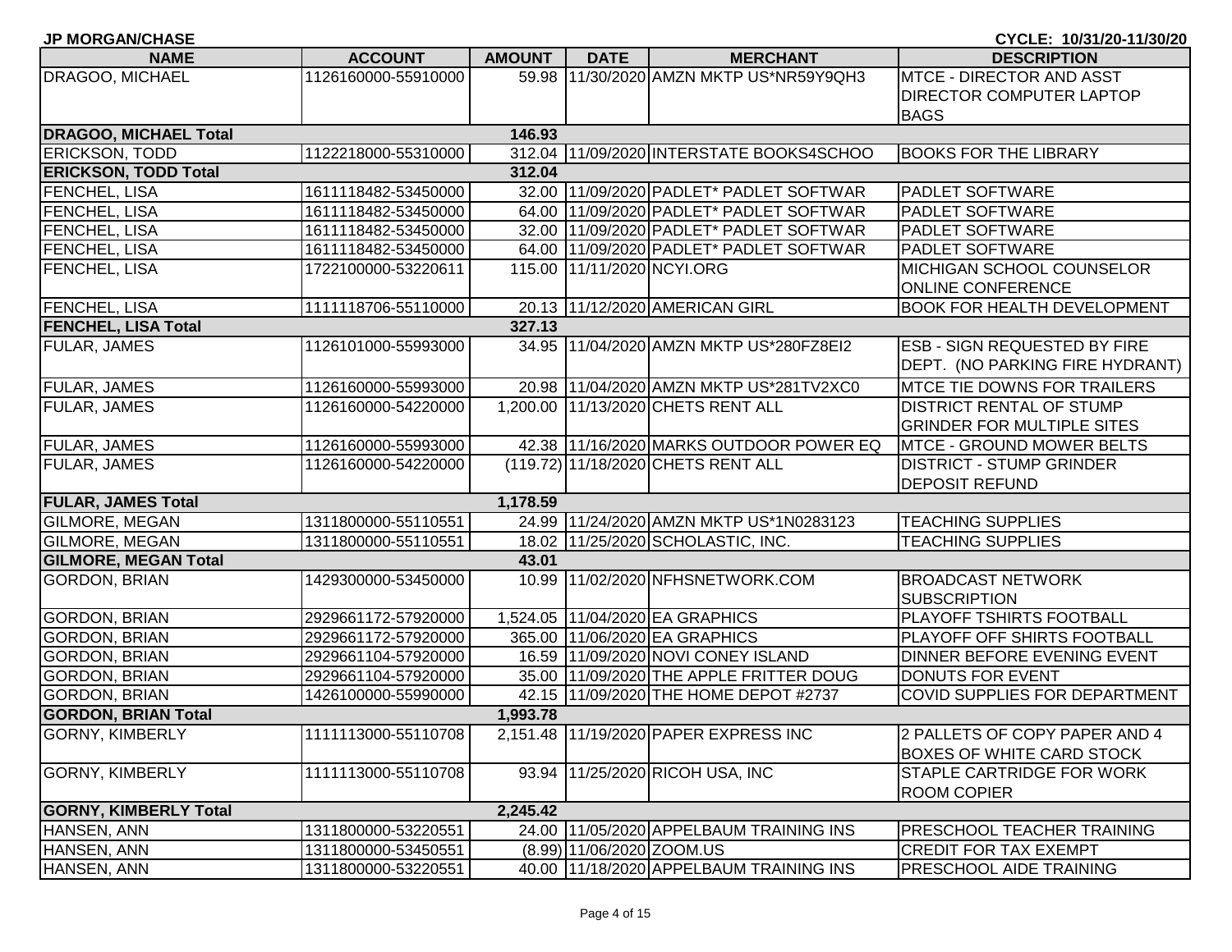**JP MORGAN/CHASE** | **CYCLE: 10/31/20-11/30/20**

| NAME | ACCOUNT | AMOUNT | DATE | MERCHANT | DESCRIPTION |
|---|---|---|---|---|---|
| DRAGOO, MICHAEL | 1126160000-55910000 | 59.98 | 11/30/2020 | AMZN MKTP US*NR59Y9QH3 | MTCE - DIRECTOR AND ASST DIRECTOR COMPUTER LAPTOP BAGS |
| **DRAGOO, MICHAEL Total** | | **146.93** | | | |
| ERICKSON, TODD | 1122218000-55310000 | 312.04 | 11/09/2020 | INTERSTATE BOOKS4SCHOO | BOOKS FOR THE LIBRARY |
| **ERICKSON, TODD Total** | | **312.04** | | | |
| FENCHEL, LISA | 1611118482-53450000 | 32.00 | 11/09/2020 | PADLET* PADLET SOFTWAR | PADLET SOFTWARE |
| FENCHEL, LISA | 1611118482-53450000 | 64.00 | 11/09/2020 | PADLET* PADLET SOFTWAR | PADLET SOFTWARE |
| FENCHEL, LISA | 1611118482-53450000 | 32.00 | 11/09/2020 | PADLET* PADLET SOFTWAR | PADLET SOFTWARE |
| FENCHEL, LISA | 1611118482-53450000 | 64.00 | 11/09/2020 | PADLET* PADLET SOFTWAR | PADLET SOFTWARE |
| FENCHEL, LISA | 1722100000-53220611 | 115.00 | 11/11/2020 | NCYI.ORG | MICHIGAN SCHOOL COUNSELOR ONLINE CONFERENCE |
| FENCHEL, LISA | 1111118706-55110000 | 20.13 | 11/12/2020 | AMERICAN GIRL | BOOK FOR HEALTH DEVELOPMENT |
| **FENCHEL, LISA Total** | | **327.13** | | | |
| FULAR, JAMES | 1126101000-55993000 | 34.95 | 11/04/2020 | AMZN MKTP US*280FZ8EI2 | ESB - SIGN REQUESTED BY FIRE DEPT. (NO PARKING FIRE HYDRANT) |
| FULAR, JAMES | 1126160000-55993000 | 20.98 | 11/04/2020 | AMZN MKTP US*281TV2XC0 | MTCE TIE DOWNS FOR TRAILERS |
| FULAR, JAMES | 1126160000-54220000 | 1,200.00 | 11/13/2020 | CHETS RENT ALL | DISTRICT RENTAL OF STUMP GRINDER FOR MULTIPLE SITES |
| FULAR, JAMES | 1126160000-55993000 | 42.38 | 11/16/2020 | MARKS OUTDOOR POWER EQ | MTCE - GROUND MOWER BELTS |
| FULAR, JAMES | 1126160000-54220000 | (119.72) | 11/18/2020 | CHETS RENT ALL | DISTRICT - STUMP GRINDER DEPOSIT REFUND |
| **FULAR, JAMES Total** | | **1,178.59** | | | |
| GILMORE, MEGAN | 1311800000-55110551 | 24.99 | 11/24/2020 | AMZN MKTP US*1N0283123 | TEACHING SUPPLIES |
| GILMORE, MEGAN | 1311800000-55110551 | 18.02 | 11/25/2020 | SCHOLASTIC, INC. | TEACHING SUPPLIES |
| **GILMORE, MEGAN Total** | | **43.01** | | | |
| GORDON, BRIAN | 1429300000-53450000 | 10.99 | 11/02/2020 | NFHSNETWORK.COM | BROADCAST NETWORK SUBSCRIPTION |
| GORDON, BRIAN | 2929661172-57920000 | 1,524.05 | 11/04/2020 | EA GRAPHICS | PLAYOFF TSHIRTS FOOTBALL |
| GORDON, BRIAN | 2929661172-57920000 | 365.00 | 11/06/2020 | EA GRAPHICS | PLAYOFF OFF SHIRTS FOOTBALL |
| GORDON, BRIAN | 2929661104-57920000 | 16.59 | 11/09/2020 | NOVI CONEY ISLAND | DINNER BEFORE EVENING EVENT |
| GORDON, BRIAN | 2929661104-57920000 | 35.00 | 11/09/2020 | THE APPLE FRITTER DOUG | DONUTS FOR EVENT |
| GORDON, BRIAN | 1426100000-55990000 | 42.15 | 11/09/2020 | THE HOME DEPOT #2737 | COVID SUPPLIES FOR DEPARTMENT |
| **GORDON, BRIAN Total** | | **1,993.78** | | | |
| GORNY, KIMBERLY | 1111113000-55110708 | 2,151.48 | 11/19/2020 | PAPER EXPRESS INC | 2 PALLETS OF COPY PAPER AND 4 BOXES OF WHITE CARD STOCK |
| GORNY, KIMBERLY | 1111113000-55110708 | 93.94 | 11/25/2020 | RICOH USA, INC | STAPLE CARTRIDGE FOR WORK ROOM COPIER |
| **GORNY, KIMBERLY Total** | | **2,245.42** | | | |
| HANSEN, ANN | 1311800000-53220551 | 24.00 | 11/05/2020 | APPELBAUM TRAINING INS | PRESCHOOL TEACHER TRAINING |
| HANSEN, ANN | 1311800000-53450551 | (8.99) | 11/06/2020 | ZOOM.US | CREDIT FOR TAX EXEMPT |
| HANSEN, ANN | 1311800000-53220551 | 40.00 | 11/18/2020 | APPELBAUM TRAINING INS | PRESCHOOL AIDE TRAINING |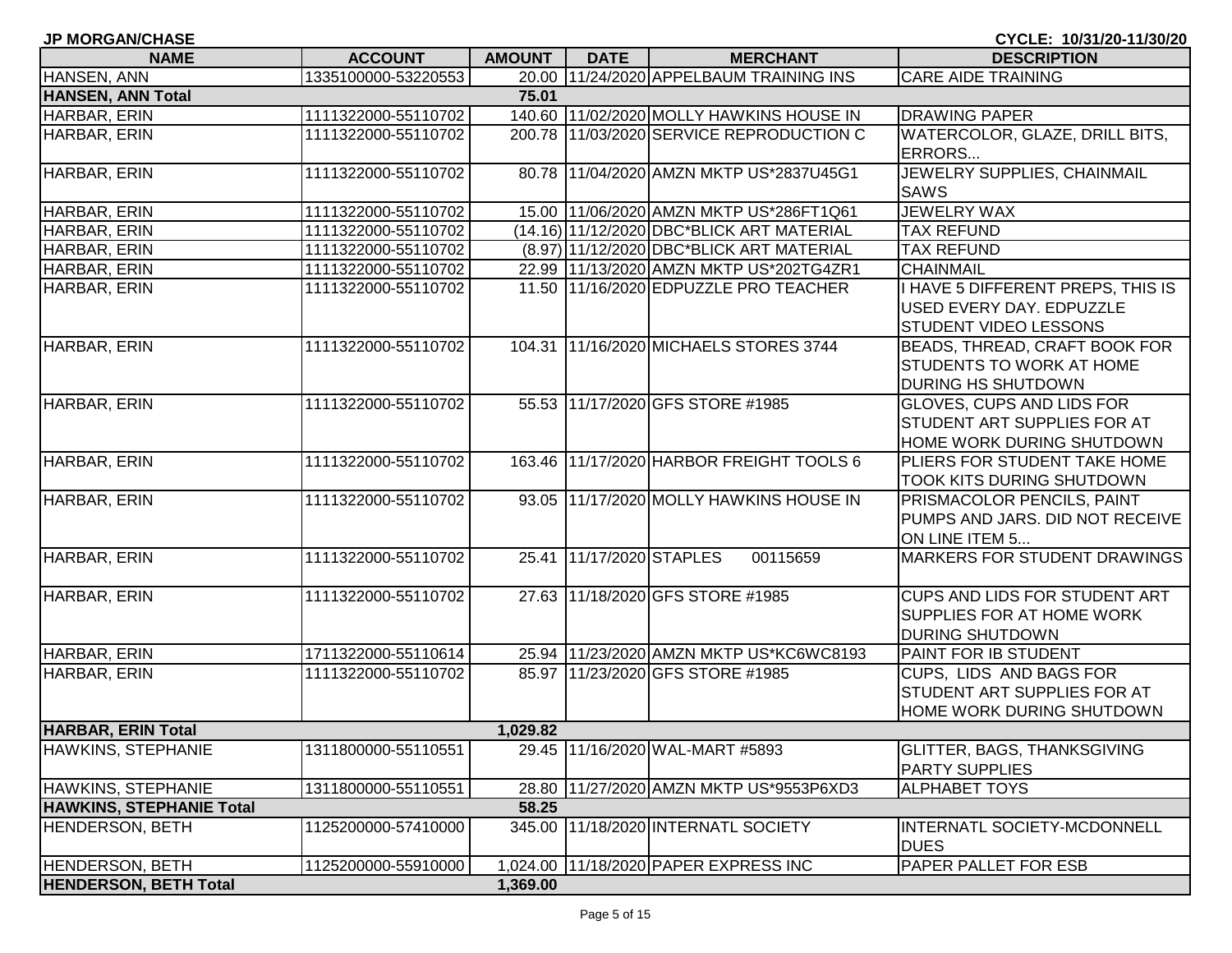**JP MORGAN/CHASE** CYCLE: 10/31/20-11/30/20

| NAME | ACCOUNT | AMOUNT | DATE | MERCHANT | DESCRIPTION |
|---|---|---|---|---|---|
| HANSEN, ANN | 1335100000-53220553 | 20.00 | 11/24/2020 | APPELBAUM TRAINING INS | CARE AIDE TRAINING |
| **HANSEN, ANN Total** | | **75.01** | | | |
| HARBAR, ERIN | 1111322000-55110702 | 140.60 | 11/02/2020 | MOLLY HAWKINS HOUSE IN | DRAWING PAPER |
| HARBAR, ERIN | 1111322000-55110702 | 200.78 | 11/03/2020 | SERVICE REPRODUCTION C | WATERCOLOR, GLAZE, DRILL BITS, ERRORS... |
| HARBAR, ERIN | 1111322000-55110702 | 80.78 | 11/04/2020 | AMZN MKTP US*2837U45G1 | JEWELRY SUPPLIES, CHAINMAIL SAWS |
| HARBAR, ERIN | 1111322000-55110702 | 15.00 | 11/06/2020 | AMZN MKTP US*286FT1Q61 | JEWELRY WAX |
| HARBAR, ERIN | 1111322000-55110702 | (14.16) | 11/12/2020 | DBC*BLICK ART MATERIAL | TAX REFUND |
| HARBAR, ERIN | 1111322000-55110702 | (8.97) | 11/12/2020 | DBC*BLICK ART MATERIAL | TAX REFUND |
| HARBAR, ERIN | 1111322000-55110702 | 22.99 | 11/13/2020 | AMZN MKTP US*202TG4ZR1 | CHAINMAIL |
| HARBAR, ERIN | 1111322000-55110702 | 11.50 | 11/16/2020 | EDPUZZLE PRO TEACHER | I HAVE 5 DIFFERENT PREPS, THIS IS USED EVERY DAY. EDPUZZLE STUDENT VIDEO LESSONS |
| HARBAR, ERIN | 1111322000-55110702 | 104.31 | 11/16/2020 | MICHAELS STORES 3744 | BEADS, THREAD, CRAFT BOOK FOR STUDENTS TO WORK AT HOME DURING HS SHUTDOWN |
| HARBAR, ERIN | 1111322000-55110702 | 55.53 | 11/17/2020 | GFS STORE #1985 | GLOVES, CUPS AND LIDS FOR STUDENT ART SUPPLIES FOR AT HOME WORK DURING SHUTDOWN |
| HARBAR, ERIN | 1111322000-55110702 | 163.46 | 11/17/2020 | HARBOR FREIGHT TOOLS 6 | PLIERS FOR STUDENT TAKE HOME TOOK KITS DURING SHUTDOWN |
| HARBAR, ERIN | 1111322000-55110702 | 93.05 | 11/17/2020 | MOLLY HAWKINS HOUSE IN | PRISMACOLOR PENCILS, PAINT PUMPS AND JARS. DID NOT RECEIVE ON LINE ITEM 5... |
| HARBAR, ERIN | 1111322000-55110702 | 25.41 | 11/17/2020 | STAPLES 00115659 | MARKERS FOR STUDENT DRAWINGS |
| HARBAR, ERIN | 1111322000-55110702 | 27.63 | 11/18/2020 | GFS STORE #1985 | CUPS AND LIDS FOR STUDENT ART SUPPLIES FOR AT HOME WORK DURING SHUTDOWN |
| HARBAR, ERIN | 1711322000-55110614 | 25.94 | 11/23/2020 | AMZN MKTP US*KC6WC8193 | PAINT FOR IB STUDENT |
| HARBAR, ERIN | 1111322000-55110702 | 85.97 | 11/23/2020 | GFS STORE #1985 | CUPS, LIDS AND BAGS FOR STUDENT ART SUPPLIES FOR AT HOME WORK DURING SHUTDOWN |
| **HARBAR, ERIN Total** | | **1,029.82** | | | |
| HAWKINS, STEPHANIE | 1311800000-55110551 | 29.45 | 11/16/2020 | WAL-MART #5893 | GLITTER, BAGS, THANKSGIVING PARTY SUPPLIES |
| HAWKINS, STEPHANIE | 1311800000-55110551 | 28.80 | 11/27/2020 | AMZN MKTP US*9553P6XD3 | ALPHABET TOYS |
| **HAWKINS, STEPHANIE Total** | | **58.25** | | | |
| HENDERSON, BETH | 1125200000-57410000 | 345.00 | 11/18/2020 | INTERNATL SOCIETY | INTERNATL SOCIETY-MCDONNELL DUES |
| HENDERSON, BETH | 1125200000-55910000 | 1,024.00 | 11/18/2020 | PAPER EXPRESS INC | PAPER PALLET FOR ESB |
| **HENDERSON, BETH Total** | | **1,369.00** | | | |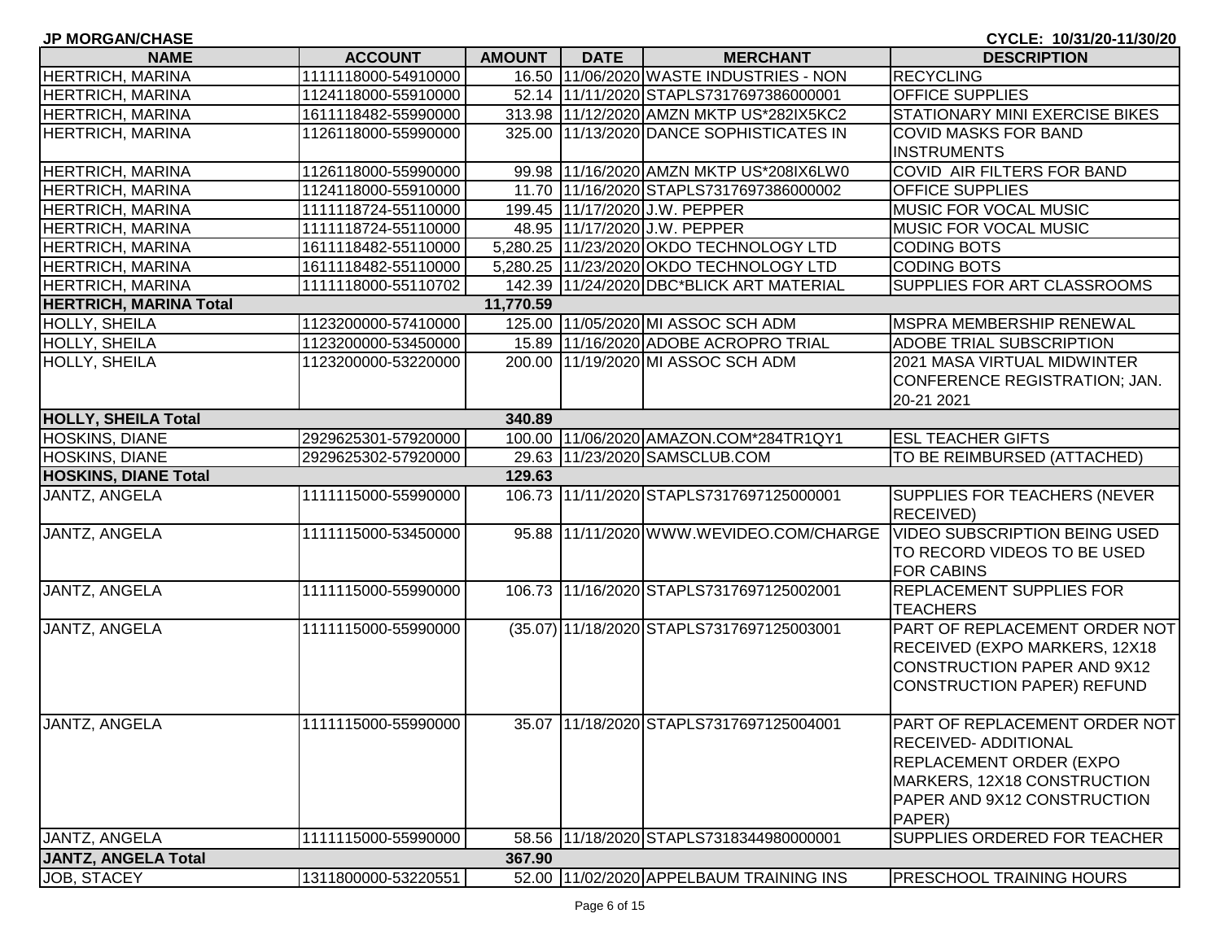**JP MORGAN/CHASE** CYCLE: 10/31/20-11/30/20

| NAME | ACCOUNT | AMOUNT | DATE | MERCHANT | DESCRIPTION |
|---|---|---|---|---|---|
| HERTRICH, MARINA | 1111118000-54910000 | 16.50 | 11/06/2020 | WASTE INDUSTRIES - NON | RECYCLING |
| HERTRICH, MARINA | 1124118000-55910000 | 52.14 | 11/11/2020 | STAPLS7317697386000001 | OFFICE SUPPLIES |
| HERTRICH, MARINA | 1611118482-55990000 | 313.98 | 11/12/2020 | AMZN MKTP US*282IX5KC2 | STATIONARY MINI EXERCISE BIKES |
| HERTRICH, MARINA | 1126118000-55990000 | 325.00 | 11/13/2020 | DANCE SOPHISTICATES IN | COVID MASKS FOR BAND INSTRUMENTS |
| HERTRICH, MARINA | 1126118000-55990000 | 99.98 | 11/16/2020 | AMZN MKTP US*208IX6LW0 | COVID AIR FILTERS FOR BAND |
| HERTRICH, MARINA | 1124118000-55910000 | 11.70 | 11/16/2020 | STAPLS7317697386000002 | OFFICE SUPPLIES |
| HERTRICH, MARINA | 1111118724-55110000 | 199.45 | 11/17/2020 | J.W. PEPPER | MUSIC FOR VOCAL MUSIC |
| HERTRICH, MARINA | 1111118724-55110000 | 48.95 | 11/17/2020 | J.W. PEPPER | MUSIC FOR VOCAL MUSIC |
| HERTRICH, MARINA | 1611118482-55110000 | 5,280.25 | 11/23/2020 | OKDO TECHNOLOGY LTD | CODING BOTS |
| HERTRICH, MARINA | 1611118482-55110000 | 5,280.25 | 11/23/2020 | OKDO TECHNOLOGY LTD | CODING BOTS |
| HERTRICH, MARINA | 1111118000-55110702 | 142.39 | 11/24/2020 | DBC*BLICK ART MATERIAL | SUPPLIES FOR ART CLASSROOMS |
| **HERTRICH, MARINA Total** | | **11,770.59** | | | |
| HOLLY, SHEILA | 1123200000-57410000 | 125.00 | 11/05/2020 | MI ASSOC SCH ADM | MSPRA MEMBERSHIP RENEWAL |
| HOLLY, SHEILA | 1123200000-53450000 | 15.89 | 11/16/2020 | ADOBE ACROPRO TRIAL | ADOBE TRIAL SUBSCRIPTION |
| HOLLY, SHEILA | 1123200000-53220000 | 200.00 | 11/19/2020 | MI ASSOC SCH ADM | 2021 MASA VIRTUAL MIDWINTER CONFERENCE REGISTRATION; JAN. 20-21 2021 |
| **HOLLY, SHEILA Total** | | **340.89** | | | |
| HOSKINS, DIANE | 2929625301-57920000 | 100.00 | 11/06/2020 | AMAZON.COM*284TR1QY1 | ESL TEACHER GIFTS |
| HOSKINS, DIANE | 2929625302-57920000 | 29.63 | 11/23/2020 | SAMSCLUB.COM | TO BE REIMBURSED (ATTACHED) |
| **HOSKINS, DIANE Total** | | **129.63** | | | |
| JANTZ, ANGELA | 1111115000-55990000 | 106.73 | 11/11/2020 | STAPLS7317697125000001 | SUPPLIES FOR TEACHERS (NEVER RECEIVED) |
| JANTZ, ANGELA | 1111115000-53450000 | 95.88 | 11/11/2020 | WWW.WEVIDEO.COM/CHARGE | VIDEO SUBSCRIPTION BEING USED TO RECORD VIDEOS TO BE USED FOR CABINS |
| JANTZ, ANGELA | 1111115000-55990000 | 106.73 | 11/16/2020 | STAPLS7317697125002001 | REPLACEMENT SUPPLIES FOR TEACHERS |
| JANTZ, ANGELA | 1111115000-55990000 | (35.07) | 11/18/2020 | STAPLS7317697125003001 | PART OF REPLACEMENT ORDER NOT RECEIVED (EXPO MARKERS, 12X18 CONSTRUCTION PAPER AND 9X12 CONSTRUCTION PAPER) REFUND |
| JANTZ, ANGELA | 1111115000-55990000 | 35.07 | 11/18/2020 | STAPLS7317697125004001 | PART OF REPLACEMENT ORDER NOT RECEIVED- ADDITIONAL REPLACEMENT ORDER (EXPO MARKERS, 12X18 CONSTRUCTION PAPER AND 9X12 CONSTRUCTION PAPER) |
| JANTZ, ANGELA | 1111115000-55990000 | 58.56 | 11/18/2020 | STAPLS7318344980000001 | SUPPLIES ORDERED FOR TEACHER |
| **JANTZ, ANGELA Total** | | **367.90** | | | |
| JOB, STACEY | 1311800000-53220551 | 52.00 | 11/02/2020 | APPELBAUM TRAINING INS | PRESCHOOL TRAINING HOURS |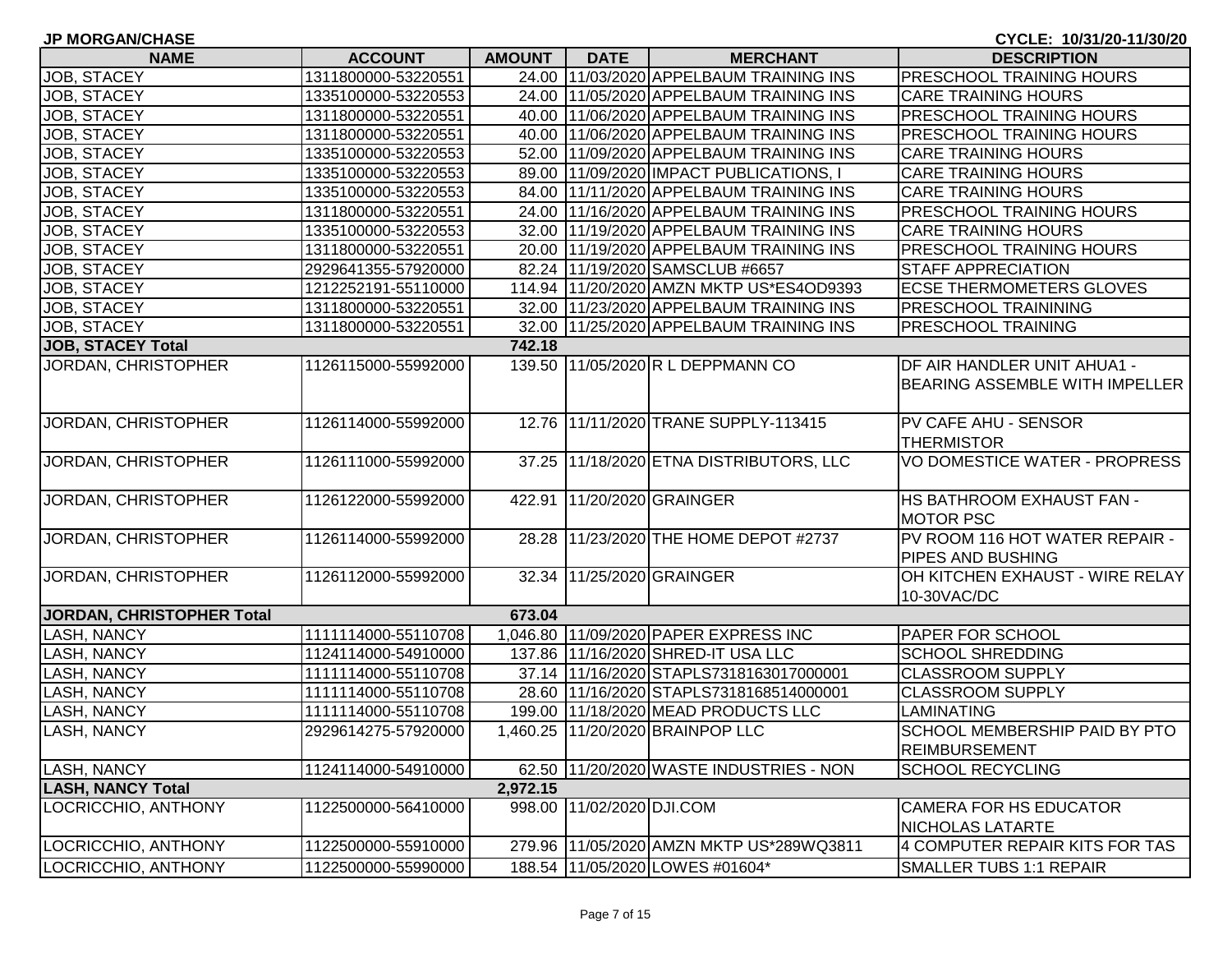**JP MORGAN/CHASE** CYCLE: 10/31/20-11/30/20

| NAME | ACCOUNT | AMOUNT | DATE | MERCHANT | DESCRIPTION |
|---|---|---|---|---|---|
| JOB, STACEY | 1311800000-53220551 | 24.00 | 11/03/2020 | APPELBAUM TRAINING INS | PRESCHOOL TRAINING HOURS |
| JOB, STACEY | 1335100000-53220553 | 24.00 | 11/05/2020 | APPELBAUM TRAINING INS | CARE TRAINING HOURS |
| JOB, STACEY | 1311800000-53220551 | 40.00 | 11/06/2020 | APPELBAUM TRAINING INS | PRESCHOOL TRAINING HOURS |
| JOB, STACEY | 1311800000-53220551 | 40.00 | 11/06/2020 | APPELBAUM TRAINING INS | PRESCHOOL TRAINING HOURS |
| JOB, STACEY | 1335100000-53220553 | 52.00 | 11/09/2020 | APPELBAUM TRAINING INS | CARE TRAINING HOURS |
| JOB, STACEY | 1335100000-53220553 | 89.00 | 11/09/2020 | IMPACT PUBLICATIONS, I | CARE TRAINING HOURS |
| JOB, STACEY | 1335100000-53220553 | 84.00 | 11/11/2020 | APPELBAUM TRAINING INS | CARE TRAINING HOURS |
| JOB, STACEY | 1311800000-53220551 | 24.00 | 11/16/2020 | APPELBAUM TRAINING INS | PRESCHOOL TRAINING HOURS |
| JOB, STACEY | 1335100000-53220553 | 32.00 | 11/19/2020 | APPELBAUM TRAINING INS | CARE TRAINING HOURS |
| JOB, STACEY | 1311800000-53220551 | 20.00 | 11/19/2020 | APPELBAUM TRAINING INS | PRESCHOOL TRAINING HOURS |
| JOB, STACEY | 2929641355-57920000 | 82.24 | 11/19/2020 | SAMSCLUB #6657 | STAFF APPRECIATION |
| JOB, STACEY | 1212252191-55110000 | 114.94 | 11/20/2020 | AMZN MKTP US*ES4OD9393 | ECSE THERMOMETERS GLOVES |
| JOB, STACEY | 1311800000-53220551 | 32.00 | 11/23/2020 | APPELBAUM TRAINING INS | PRESCHOOL TRAINING |
| JOB, STACEY | 1311800000-53220551 | 32.00 | 11/25/2020 | APPELBAUM TRAINING INS | PRESCHOOL TRAINING |
| **JOB, STACEY Total** | | **742.18** | | | |
| JORDAN, CHRISTOPHER | 1126115000-55992000 | 139.50 | 11/05/2020 | R L DEPPMANN CO | DF AIR HANDLER UNIT AHUA1 - BEARING ASSEMBLE WITH IMPELLER |
| JORDAN, CHRISTOPHER | 1126114000-55992000 | 12.76 | 11/11/2020 | TRANE SUPPLY-113415 | PV CAFE AHU - SENSOR THERMISTOR |
| JORDAN, CHRISTOPHER | 1126111000-55992000 | 37.25 | 11/18/2020 | ETNA DISTRIBUTORS, LLC | VO DOMESTICE WATER - PROPRESS |
| JORDAN, CHRISTOPHER | 1126122000-55992000 | 422.91 | 11/20/2020 | GRAINGER | HS BATHROOM EXHAUST FAN - MOTOR PSC |
| JORDAN, CHRISTOPHER | 1126114000-55992000 | 28.28 | 11/23/2020 | THE HOME DEPOT #2737 | PV ROOM 116 HOT WATER REPAIR - PIPES AND BUSHING |
| JORDAN, CHRISTOPHER | 1126112000-55992000 | 32.34 | 11/25/2020 | GRAINGER | OH KITCHEN EXHAUST - WIRE RELAY 10-30VAC/DC |
| **JORDAN, CHRISTOPHER Total** | | **673.04** | | | |
| LASH, NANCY | 1111114000-55110708 | 1,046.80 | 11/09/2020 | PAPER EXPRESS INC | PAPER FOR SCHOOL |
| LASH, NANCY | 1124114000-54910000 | 137.86 | 11/16/2020 | SHRED-IT USA LLC | SCHOOL SHREDDING |
| LASH, NANCY | 1111114000-55110708 | 37.14 | 11/16/2020 | STAPLS7318163017000001 | CLASSROOM SUPPLY |
| LASH, NANCY | 1111114000-55110708 | 28.60 | 11/16/2020 | STAPLS7318168514000001 | CLASSROOM SUPPLY |
| LASH, NANCY | 1111114000-55110708 | 199.00 | 11/18/2020 | MEAD PRODUCTS LLC | LAMINATING |
| LASH, NANCY | 2929614275-57920000 | 1,460.25 | 11/20/2020 | BRAINPOP LLC | SCHOOL MEMBERSHIP PAID BY PTO REIMBURSEMENT |
| LASH, NANCY | 1124114000-54910000 | 62.50 | 11/20/2020 | WASTE INDUSTRIES - NON | SCHOOL RECYCLING |
| **LASH, NANCY Total** | | **2,972.15** | | | |
| LOCRICCHIO, ANTHONY | 1122500000-56410000 | 998.00 | 11/02/2020 | DJI.COM | CAMERA FOR HS EDUCATOR NICHOLAS LATARTE |
| LOCRICCHIO, ANTHONY | 1122500000-55910000 | 279.96 | 11/05/2020 | AMZN MKTP US*289WQ3811 | 4 COMPUTER REPAIR KITS FOR TAS |
| LOCRICCHIO, ANTHONY | 1122500000-55990000 | 188.54 | 11/05/2020 | LOWES #01604* | SMALLER TUBS 1:1 REPAIR |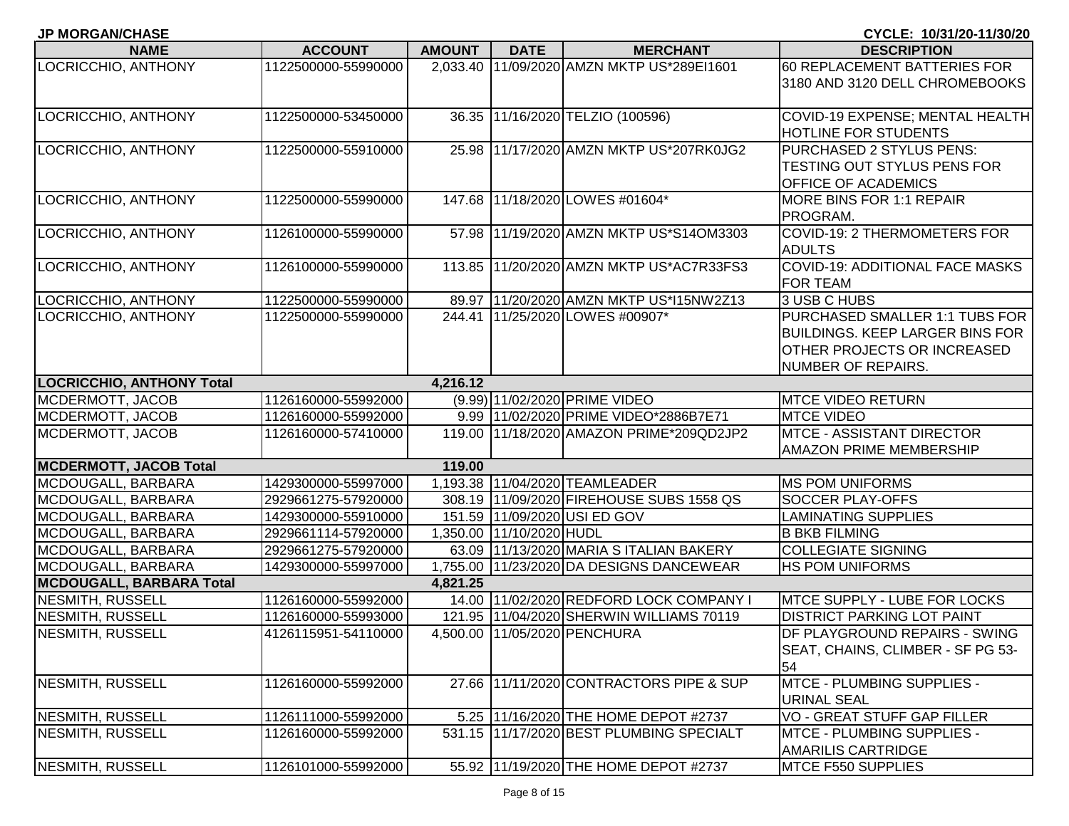**JP MORGAN/CHASE** | **CYCLE: 10/31/20-11/30/20**

| NAME | ACCOUNT | AMOUNT | DATE | MERCHANT | DESCRIPTION |
|---|---|---|---|---|---|
| LOCRICCHIO, ANTHONY | 1122500000-55990000 | 2,033.40 | 11/09/2020 | AMZN MKTP US*289EI1601 | 60 REPLACEMENT BATTERIES FOR 3180 AND 3120 DELL CHROMEBOOKS |
| LOCRICCHIO, ANTHONY | 1122500000-53450000 | 36.35 | 11/16/2020 | TELZIO (100596) | COVID-19 EXPENSE; MENTAL HEALTH HOTLINE FOR STUDENTS |
| LOCRICCHIO, ANTHONY | 1122500000-55910000 | 25.98 | 11/17/2020 | AMZN MKTP US*207RK0JG2 | PURCHASED 2 STYLUS PENS: TESTING OUT STYLUS PENS FOR OFFICE OF ACADEMICS |
| LOCRICCHIO, ANTHONY | 1122500000-55990000 | 147.68 | 11/18/2020 | LOWES #01604* | MORE BINS FOR 1:1 REPAIR PROGRAM. |
| LOCRICCHIO, ANTHONY | 1126100000-55990000 | 57.98 | 11/19/2020 | AMZN MKTP US*S14OM3303 | COVID-19: 2 THERMOMETERS FOR ADULTS |
| LOCRICCHIO, ANTHONY | 1126100000-55990000 | 113.85 | 11/20/2020 | AMZN MKTP US*AC7R33FS3 | COVID-19: ADDITIONAL FACE MASKS FOR TEAM |
| LOCRICCHIO, ANTHONY | 1122500000-55990000 | 89.97 | 11/20/2020 | AMZN MKTP US*I15NW2Z13 | 3 USB C HUBS |
| LOCRICCHIO, ANTHONY | 1122500000-55990000 | 244.41 | 11/25/2020 | LOWES #00907* | PURCHASED SMALLER 1:1 TUBS FOR BUILDINGS. KEEP LARGER BINS FOR OTHER PROJECTS OR INCREASED NUMBER OF REPAIRS. |
| **LOCRICCHIO, ANTHONY Total** | | **4,216.12** | | | |
| MCDERMOTT, JACOB | 1126160000-55992000 | (9.99) | 11/02/2020 | PRIME VIDEO | MTCE VIDEO RETURN |
| MCDERMOTT, JACOB | 1126160000-55992000 | 9.99 | 11/02/2020 | PRIME VIDEO*2886B7E71 | MTCE VIDEO |
| MCDERMOTT, JACOB | 1126160000-57410000 | 119.00 | 11/18/2020 | AMAZON PRIME*209QD2JP2 | MTCE - ASSISTANT DIRECTOR AMAZON PRIME MEMBERSHIP |
| **MCDERMOTT, JACOB Total** | | **119.00** | | | |
| MCDOUGALL, BARBARA | 1429300000-55997000 | 1,193.38 | 11/04/2020 | TEAMLEADER | MS POM UNIFORMS |
| MCDOUGALL, BARBARA | 2929661275-57920000 | 308.19 | 11/09/2020 | FIREHOUSE SUBS 1558 QS | SOCCER PLAY-OFFS |
| MCDOUGALL, BARBARA | 1429300000-55910000 | 151.59 | 11/09/2020 | USI ED GOV | LAMINATING SUPPLIES |
| MCDOUGALL, BARBARA | 2929661114-57920000 | 1,350.00 | 11/10/2020 | HUDL | B BKB FILMING |
| MCDOUGALL, BARBARA | 2929661275-57920000 | 63.09 | 11/13/2020 | MARIA S ITALIAN BAKERY | COLLEGIATE SIGNING |
| MCDOUGALL, BARBARA | 1429300000-55997000 | 1,755.00 | 11/23/2020 | DA DESIGNS DANCEWEAR | HS POM UNIFORMS |
| **MCDOUGALL, BARBARA Total** | | **4,821.25** | | | |
| NESMITH, RUSSELL | 1126160000-55992000 | 14.00 | 11/02/2020 | REDFORD LOCK COMPANY I | MTCE SUPPLY - LUBE FOR LOCKS |
| NESMITH, RUSSELL | 1126160000-55993000 | 121.95 | 11/04/2020 | SHERWIN WILLIAMS 70119 | DISTRICT PARKING LOT PAINT |
| NESMITH, RUSSELL | 4126115951-54110000 | 4,500.00 | 11/05/2020 | PENCHURA | DF PLAYGROUND REPAIRS - SWING SEAT, CHAINS, CLIMBER - SF PG 53-54 |
| NESMITH, RUSSELL | 1126160000-55992000 | 27.66 | 11/11/2020 | CONTRACTORS PIPE & SUP | MTCE - PLUMBING SUPPLIES - URINAL SEAL |
| NESMITH, RUSSELL | 1126111000-55992000 | 5.25 | 11/16/2020 | THE HOME DEPOT #2737 | VO - GREAT STUFF GAP FILLER |
| NESMITH, RUSSELL | 1126160000-55992000 | 531.15 | 11/17/2020 | BEST PLUMBING SPECIALT | MTCE - PLUMBING SUPPLIES - AMARILIS CARTRIDGE |
| NESMITH, RUSSELL | 1126101000-55992000 | 55.92 | 11/19/2020 | THE HOME DEPOT #2737 | MTCE F550 SUPPLIES |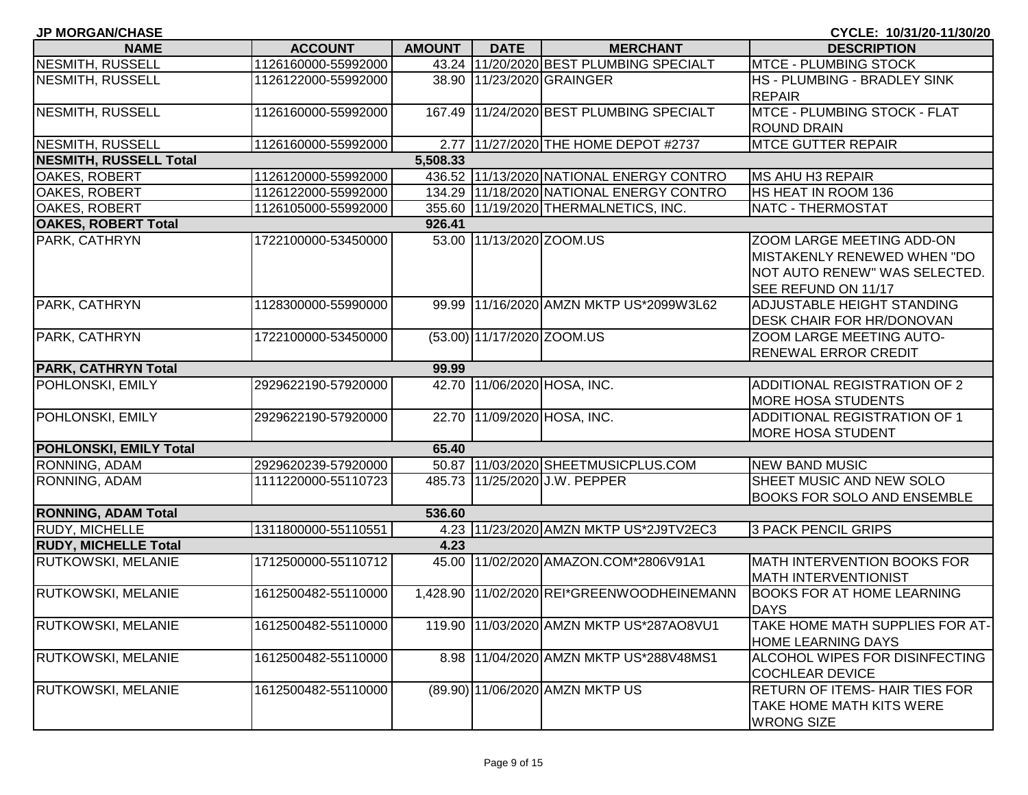**JP MORGAN/CHASE** | **CYCLE: 10/31/20-11/30/20**

| NAME | ACCOUNT | AMOUNT | DATE | MERCHANT | DESCRIPTION |
|---|---|---|---|---|---|
| NESMITH, RUSSELL | 1126160000-55992000 | 43.24 | 11/20/2020 | BEST PLUMBING SPECIALT | MTCE - PLUMBING STOCK |
| NESMITH, RUSSELL | 1126122000-55992000 | 38.90 | 11/23/2020 | GRAINGER | HS - PLUMBING - BRADLEY SINK REPAIR |
| NESMITH, RUSSELL | 1126160000-55992000 | 167.49 | 11/24/2020 | BEST PLUMBING SPECIALT | MTCE - PLUMBING STOCK - FLAT ROUND DRAIN |
| NESMITH, RUSSELL | 1126160000-55992000 | 2.77 | 11/27/2020 | THE HOME DEPOT #2737 | MTCE GUTTER REPAIR |
| **NESMITH, RUSSELL Total** | | **5,508.33** | | | |
| OAKES, ROBERT | 1126120000-55992000 | 436.52 | 11/13/2020 | NATIONAL ENERGY CONTRO | MS AHU H3 REPAIR |
| OAKES, ROBERT | 1126122000-55992000 | 134.29 | 11/18/2020 | NATIONAL ENERGY CONTRO | HS HEAT IN ROOM 136 |
| OAKES, ROBERT | 1126105000-55992000 | 355.60 | 11/19/2020 | THERMALNETICS, INC. | NATC - THERMOSTAT |
| **OAKES, ROBERT Total** | | **926.41** | | | |
| PARK, CATHRYN | 1722100000-53450000 | 53.00 | 11/13/2020 | ZOOM.US | ZOOM LARGE MEETING ADD-ON MISTAKENLY RENEWED WHEN "DO NOT AUTO RENEW" WAS SELECTED. SEE REFUND ON 11/17 |
| PARK, CATHRYN | 1128300000-55990000 | 99.99 | 11/16/2020 | AMZN MKTP US*2099W3L62 | ADJUSTABLE HEIGHT STANDING DESK CHAIR FOR HR/DONOVAN |
| PARK, CATHRYN | 1722100000-53450000 | (53.00) | 11/17/2020 | ZOOM.US | ZOOM LARGE MEETING AUTO-RENEWAL ERROR CREDIT |
| **PARK, CATHRYN Total** | | **99.99** | | | |
| POHLONSKI, EMILY | 2929622190-57920000 | 42.70 | 11/06/2020 | HOSA, INC. | ADDITIONAL REGISTRATION OF 2 MORE HOSA STUDENTS |
| POHLONSKI, EMILY | 2929622190-57920000 | 22.70 | 11/09/2020 | HOSA, INC. | ADDITIONAL REGISTRATION OF 1 MORE HOSA STUDENT |
| **POHLONSKI, EMILY Total** | | **65.40** | | | |
| RONNING, ADAM | 2929620239-57920000 | 50.87 | 11/03/2020 | SHEETMUSICPLUS.COM | NEW BAND MUSIC |
| RONNING, ADAM | 1111220000-55110723 | 485.73 | 11/25/2020 | J.W. PEPPER | SHEET MUSIC AND NEW SOLO BOOKS FOR SOLO AND ENSEMBLE |
| **RONNING, ADAM Total** | | **536.60** | | | |
| RUDY, MICHELLE | 1311800000-55110551 | 4.23 | 11/23/2020 | AMZN MKTP US*2J9TV2EC3 | 3 PACK PENCIL GRIPS |
| **RUDY, MICHELLE Total** | | **4.23** | | | |
| RUTKOWSKI, MELANIE | 1712500000-55110712 | 45.00 | 11/02/2020 | AMAZON.COM*2806V91A1 | MATH INTERVENTION BOOKS FOR MATH INTERVENTIONIST |
| RUTKOWSKI, MELANIE | 1612500482-55110000 | 1,428.90 | 11/02/2020 | REI*GREENWOODHEINEMANN | BOOKS FOR AT HOME LEARNING DAYS |
| RUTKOWSKI, MELANIE | 1612500482-55110000 | 119.90 | 11/03/2020 | AMZN MKTP US*287AO8VU1 | TAKE HOME MATH SUPPLIES FOR AT-HOME LEARNING DAYS |
| RUTKOWSKI, MELANIE | 1612500482-55110000 | 8.98 | 11/04/2020 | AMZN MKTP US*288V48MS1 | ALCOHOL WIPES FOR DISINFECTING COCHLEAR DEVICE |
| RUTKOWSKI, MELANIE | 1612500482-55110000 | (89.90) | 11/06/2020 | AMZN MKTP US | RETURN OF ITEMS- HAIR TIES FOR TAKE HOME MATH KITS WERE WRONG SIZE |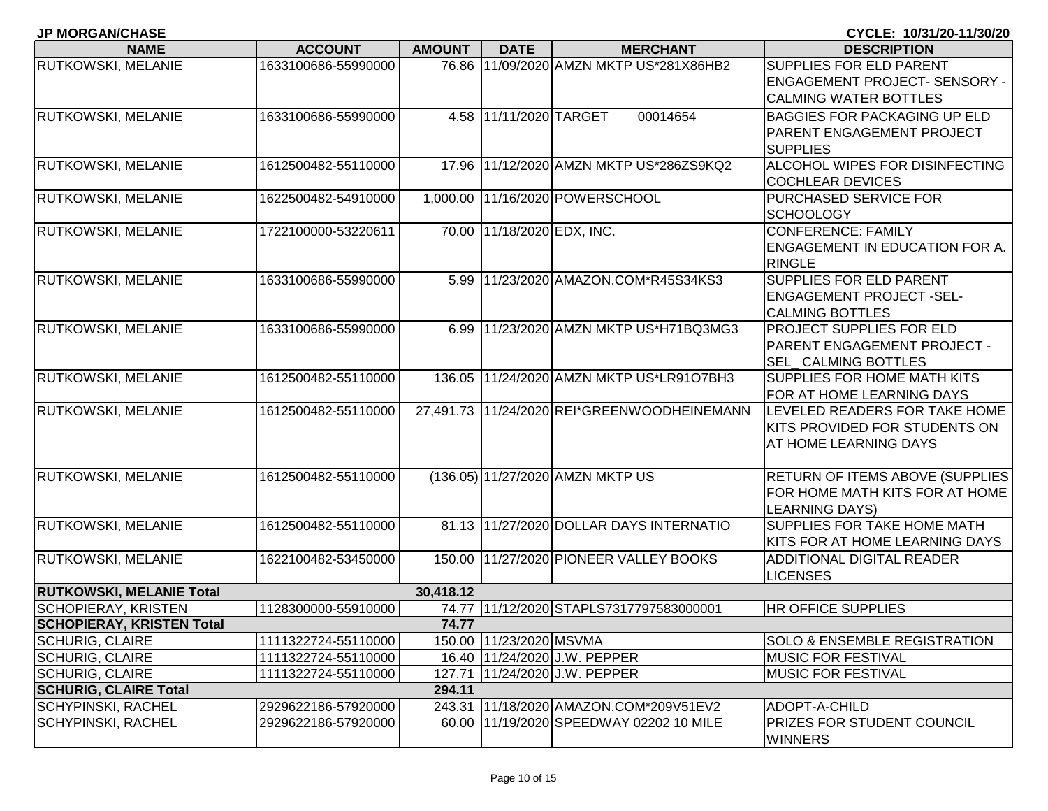**JP MORGAN/CHASE** **CYCLE: 10/31/20-11/30/20**

| NAME | ACCOUNT | AMOUNT | DATE | MERCHANT | DESCRIPTION |
|---|---|---|---|---|---|
| RUTKOWSKI, MELANIE | 1633100686-55990000 | 76.86 | 11/09/2020 | AMZN MKTP US*281X86HB2 | SUPPLIES FOR ELD PARENT ENGAGEMENT PROJECT- SENSORY - CALMING WATER BOTTLES |
| RUTKOWSKI, MELANIE | 1633100686-55990000 | 4.58 | 11/11/2020 | TARGET 00014654 | BAGGIES FOR PACKAGING UP ELD PARENT ENGAGEMENT PROJECT SUPPLIES |
| RUTKOWSKI, MELANIE | 1612500482-55110000 | 17.96 | 11/12/2020 | AMZN MKTP US*286ZS9KQ2 | ALCOHOL WIPES FOR DISINFECTING COCHLEAR DEVICES |
| RUTKOWSKI, MELANIE | 1622500482-54910000 | 1,000.00 | 11/16/2020 | POWERSCHOOL | PURCHASED SERVICE FOR SCHOOLOGY |
| RUTKOWSKI, MELANIE | 1722100000-53220611 | 70.00 | 11/18/2020 | EDX, INC. | CONFERENCE: FAMILY ENGAGEMENT IN EDUCATION FOR A. RINGLE |
| RUTKOWSKI, MELANIE | 1633100686-55990000 | 5.99 | 11/23/2020 | AMAZON.COM*R45S34KS3 | SUPPLIES FOR ELD PARENT ENGAGEMENT PROJECT -SEL-CALMING BOTTLES |
| RUTKOWSKI, MELANIE | 1633100686-55990000 | 6.99 | 11/23/2020 | AMZN MKTP US*H71BQ3MG3 | PROJECT SUPPLIES FOR ELD PARENT ENGAGEMENT PROJECT - SEL_ CALMING BOTTLES |
| RUTKOWSKI, MELANIE | 1612500482-55110000 | 136.05 | 11/24/2020 | AMZN MKTP US*LR91O7BH3 | SUPPLIES FOR HOME MATH KITS FOR AT HOME LEARNING DAYS |
| RUTKOWSKI, MELANIE | 1612500482-55110000 | 27,491.73 | 11/24/2020 | REI*GREENWOODHEINEMANN | LEVELED READERS FOR TAKE HOME KITS PROVIDED FOR STUDENTS ON AT HOME LEARNING DAYS |
| RUTKOWSKI, MELANIE | 1612500482-55110000 | (136.05) | 11/27/2020 | AMZN MKTP US | RETURN OF ITEMS ABOVE (SUPPLIES FOR HOME MATH KITS FOR AT HOME LEARNING DAYS) |
| RUTKOWSKI, MELANIE | 1612500482-55110000 | 81.13 | 11/27/2020 | DOLLAR DAYS INTERNATIO | SUPPLIES FOR TAKE HOME MATH KITS FOR AT HOME LEARNING DAYS |
| RUTKOWSKI, MELANIE | 1622100482-53450000 | 150.00 | 11/27/2020 | PIONEER VALLEY BOOKS | ADDITIONAL DIGITAL READER LICENSES |
| **RUTKOWSKI, MELANIE Total** | | **30,418.12** | | | |
| SCHOPIERAY, KRISTEN | 1128300000-55910000 | 74.77 | 11/12/2020 | STAPLS7317797583000001 | HR OFFICE SUPPLIES |
| **SCHOPIERAY, KRISTEN Total** | | **74.77** | | | |
| SCHURIG, CLAIRE | 1111322724-55110000 | 150.00 | 11/23/2020 | MSVMA | SOLO & ENSEMBLE REGISTRATION |
| SCHURIG, CLAIRE | 1111322724-55110000 | 16.40 | 11/24/2020 | J.W. PEPPER | MUSIC FOR FESTIVAL |
| SCHURIG, CLAIRE | 1111322724-55110000 | 127.71 | 11/24/2020 | J.W. PEPPER | MUSIC FOR FESTIVAL |
| **SCHURIG, CLAIRE Total** | | **294.11** | | | |
| SCHYPINSKI, RACHEL | 2929622186-57920000 | 243.31 | 11/18/2020 | AMAZON.COM*209V51EV2 | ADOPT-A-CHILD |
| SCHYPINSKI, RACHEL | 2929622186-57920000 | 60.00 | 11/19/2020 | SPEEDWAY 02202 10 MILE | PRIZES FOR STUDENT COUNCIL WINNERS |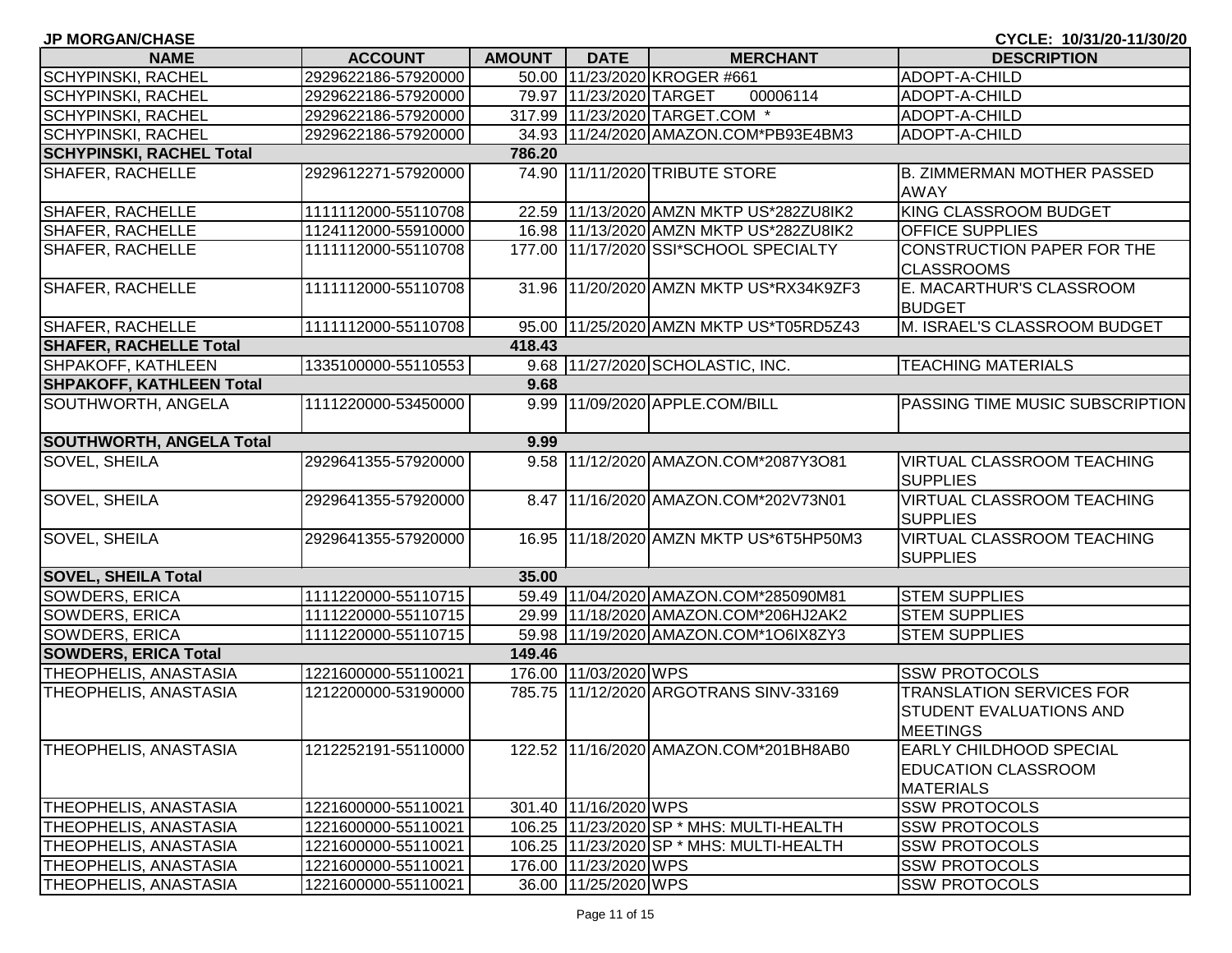**JP MORGAN/CHASE** **CYCLE: 10/31/20-11/30/20**

| NAME | ACCOUNT | AMOUNT | DATE | MERCHANT | DESCRIPTION |
|---|---|---|---|---|---|
| SCHYPINSKI, RACHEL | 2929622186-57920000 | 50.00 | 11/23/2020 | KROGER #661 | ADOPT-A-CHILD |
| SCHYPINSKI, RACHEL | 2929622186-57920000 | 79.97 | 11/23/2020 | TARGET 00006114 | ADOPT-A-CHILD |
| SCHYPINSKI, RACHEL | 2929622186-57920000 | 317.99 | 11/23/2020 | TARGET.COM * | ADOPT-A-CHILD |
| SCHYPINSKI, RACHEL | 2929622186-57920000 | 34.93 | 11/24/2020 | AMAZON.COM*PB93E4BM3 | ADOPT-A-CHILD |
| **SCHYPINSKI, RACHEL Total** | | **786.20** | | | |
| SHAFER, RACHELLE | 2929612271-57920000 | 74.90 | 11/11/2020 | TRIBUTE STORE | B. ZIMMERMAN MOTHER PASSED AWAY |
| SHAFER, RACHELLE | 1111112000-55110708 | 22.59 | 11/13/2020 | AMZN MKTP US*282ZU8IK2 | KING CLASSROOM BUDGET |
| SHAFER, RACHELLE | 1124112000-55910000 | 16.98 | 11/13/2020 | AMZN MKTP US*282ZU8IK2 | OFFICE SUPPLIES |
| SHAFER, RACHELLE | 1111112000-55110708 | 177.00 | 11/17/2020 | SSI*SCHOOL SPECIALTY | CONSTRUCTION PAPER FOR THE CLASSROOMS |
| SHAFER, RACHELLE | 1111112000-55110708 | 31.96 | 11/20/2020 | AMZN MKTP US*RX34K9ZF3 | E. MACARTHUR'S CLASSROOM BUDGET |
| SHAFER, RACHELLE | 1111112000-55110708 | 95.00 | 11/25/2020 | AMZN MKTP US*T05RD5Z43 | M. ISRAEL'S CLASSROOM BUDGET |
| **SHAFER, RACHELLE Total** | | **418.43** | | | |
| SHPAKOFF, KATHLEEN | 1335100000-55110553 | 9.68 | 11/27/2020 | SCHOLASTIC, INC. | TEACHING MATERIALS |
| **SHPAKOFF, KATHLEEN Total** | | **9.68** | | | |
| SOUTHWORTH, ANGELA | 1111220000-53450000 | 9.99 | 11/09/2020 | APPLE.COM/BILL | PASSING TIME MUSIC SUBSCRIPTION |
| **SOUTHWORTH, ANGELA Total** | | **9.99** | | | |
| SOVEL, SHEILA | 2929641355-57920000 | 9.58 | 11/12/2020 | AMAZON.COM*2087Y3O81 | VIRTUAL CLASSROOM TEACHING SUPPLIES |
| SOVEL, SHEILA | 2929641355-57920000 | 8.47 | 11/16/2020 | AMAZON.COM*202V73N01 | VIRTUAL CLASSROOM TEACHING SUPPLIES |
| SOVEL, SHEILA | 2929641355-57920000 | 16.95 | 11/18/2020 | AMZN MKTP US*6T5HP50M3 | VIRTUAL CLASSROOM TEACHING SUPPLIES |
| **SOVEL, SHEILA Total** | | **35.00** | | | |
| SOWDERS, ERICA | 1111220000-55110715 | 59.49 | 11/04/2020 | AMAZON.COM*285090M81 | STEM SUPPLIES |
| SOWDERS, ERICA | 1111220000-55110715 | 29.99 | 11/18/2020 | AMAZON.COM*206HJ2AK2 | STEM SUPPLIES |
| SOWDERS, ERICA | 1111220000-55110715 | 59.98 | 11/19/2020 | AMAZON.COM*1O6IX8ZY3 | STEM SUPPLIES |
| **SOWDERS, ERICA Total** | | **149.46** | | | |
| THEOPHELIS, ANASTASIA | 1221600000-55110021 | 176.00 | 11/03/2020 | WPS | SSW PROTOCOLS |
| THEOPHELIS, ANASTASIA | 1212200000-53190000 | 785.75 | 11/12/2020 | ARGOTRANS SINV-33169 | TRANSLATION SERVICES FOR STUDENT EVALUATIONS AND MEETINGS |
| THEOPHELIS, ANASTASIA | 1212252191-55110000 | 122.52 | 11/16/2020 | AMAZON.COM*201BH8AB0 | EARLY CHILDHOOD SPECIAL EDUCATION CLASSROOM MATERIALS |
| THEOPHELIS, ANASTASIA | 1221600000-55110021 | 301.40 | 11/16/2020 | WPS | SSW PROTOCOLS |
| THEOPHELIS, ANASTASIA | 1221600000-55110021 | 106.25 | 11/23/2020 | SP * MHS: MULTI-HEALTH | SSW PROTOCOLS |
| THEOPHELIS, ANASTASIA | 1221600000-55110021 | 106.25 | 11/23/2020 | SP * MHS: MULTI-HEALTH | SSW PROTOCOLS |
| THEOPHELIS, ANASTASIA | 1221600000-55110021 | 176.00 | 11/23/2020 | WPS | SSW PROTOCOLS |
| THEOPHELIS, ANASTASIA | 1221600000-55110021 | 36.00 | 11/25/2020 | WPS | SSW PROTOCOLS |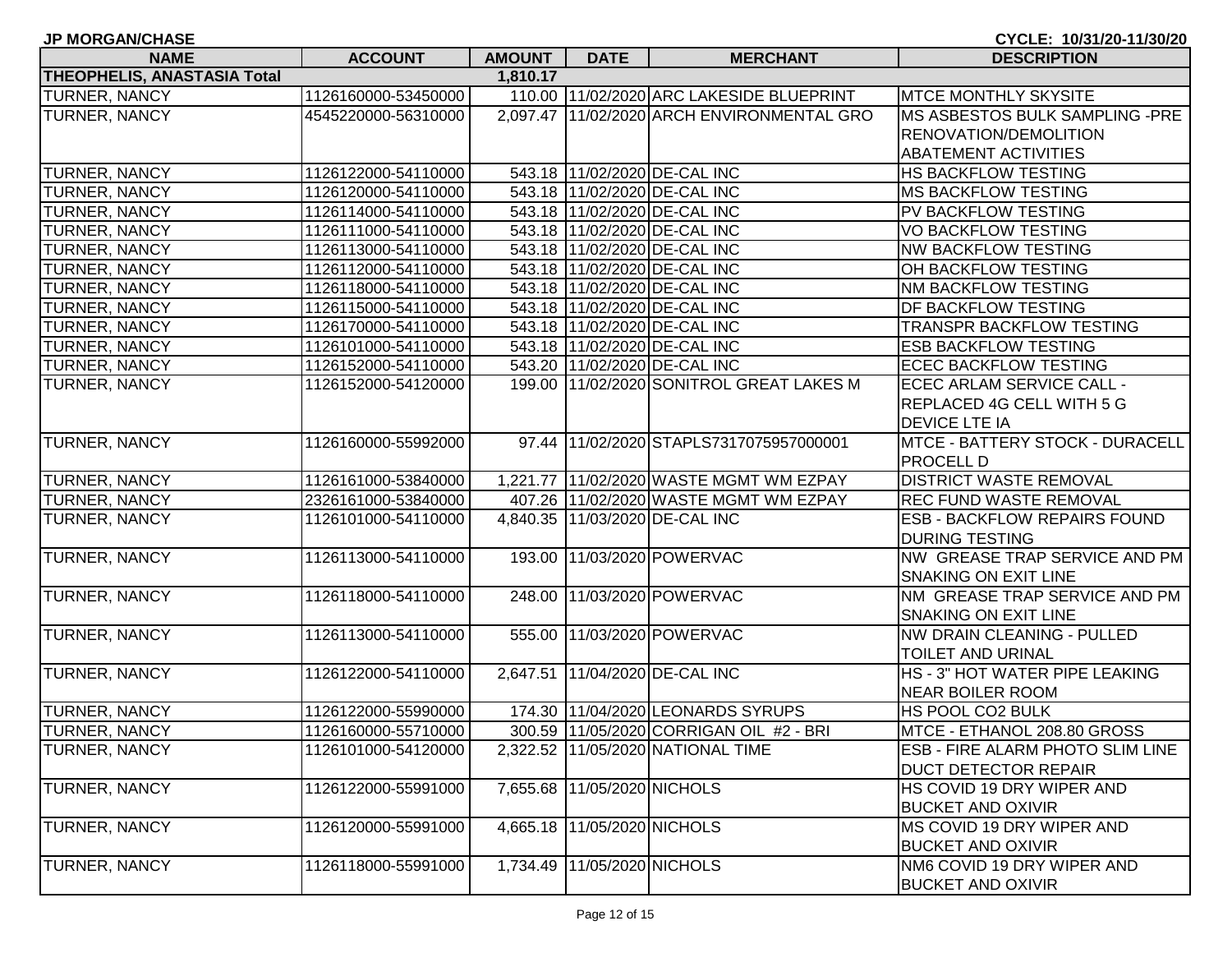JP MORGAN/CHASE

CYCLE: 10/31/20-11/30/20

| NAME | ACCOUNT | AMOUNT | DATE | MERCHANT | DESCRIPTION |
|---|---|---|---|---|---|
| THEOPHELIS, ANASTASIA Total | | 1,810.17 | | | |
| TURNER, NANCY | 1126160000-53450000 | 110.00 | 11/02/2020 | ARC LAKESIDE BLUEPRINT | MTCE MONTHLY SKYSITE |
| TURNER, NANCY | 4545220000-56310000 | 2,097.47 | 11/02/2020 | ARCH ENVIRONMENTAL GRO | MS ASBESTOS BULK SAMPLING -PRE RENOVATION/DEMOLITION ABATEMENT ACTIVITIES |
| TURNER, NANCY | 1126122000-54110000 | 543.18 | 11/02/2020 | DE-CAL INC | HS BACKFLOW TESTING |
| TURNER, NANCY | 1126120000-54110000 | 543.18 | 11/02/2020 | DE-CAL INC | MS BACKFLOW TESTING |
| TURNER, NANCY | 1126114000-54110000 | 543.18 | 11/02/2020 | DE-CAL INC | PV BACKFLOW TESTING |
| TURNER, NANCY | 1126111000-54110000 | 543.18 | 11/02/2020 | DE-CAL INC | VO BACKFLOW TESTING |
| TURNER, NANCY | 1126113000-54110000 | 543.18 | 11/02/2020 | DE-CAL INC | NW BACKFLOW TESTING |
| TURNER, NANCY | 1126112000-54110000 | 543.18 | 11/02/2020 | DE-CAL INC | OH BACKFLOW TESTING |
| TURNER, NANCY | 1126118000-54110000 | 543.18 | 11/02/2020 | DE-CAL INC | NM BACKFLOW TESTING |
| TURNER, NANCY | 1126115000-54110000 | 543.18 | 11/02/2020 | DE-CAL INC | DF BACKFLOW TESTING |
| TURNER, NANCY | 1126170000-54110000 | 543.18 | 11/02/2020 | DE-CAL INC | TRANSPR BACKFLOW TESTING |
| TURNER, NANCY | 1126101000-54110000 | 543.18 | 11/02/2020 | DE-CAL INC | ESB BACKFLOW TESTING |
| TURNER, NANCY | 1126152000-54110000 | 543.20 | 11/02/2020 | DE-CAL INC | ECEC BACKFLOW TESTING |
| TURNER, NANCY | 1126152000-54120000 | 199.00 | 11/02/2020 | SONITROL GREAT LAKES M | ECEC ARLAM SERVICE CALL - REPLACED 4G CELL WITH 5 G DEVICE LTE IA |
| TURNER, NANCY | 1126160000-55992000 | 97.44 | 11/02/2020 | STAPLS7317075957000001 | MTCE - BATTERY STOCK - DURACELL PROCELL D |
| TURNER, NANCY | 1126161000-53840000 | 1,221.77 | 11/02/2020 | WASTE MGMT WM EZPAY | DISTRICT WASTE REMOVAL |
| TURNER, NANCY | 2326161000-53840000 | 407.26 | 11/02/2020 | WASTE MGMT WM EZPAY | REC FUND WASTE REMOVAL |
| TURNER, NANCY | 1126101000-54110000 | 4,840.35 | 11/03/2020 | DE-CAL INC | ESB - BACKFLOW REPAIRS FOUND DURING TESTING |
| TURNER, NANCY | 1126113000-54110000 | 193.00 | 11/03/2020 | POWERVAC | NW GREASE TRAP SERVICE AND PM SNAKING ON EXIT LINE |
| TURNER, NANCY | 1126118000-54110000 | 248.00 | 11/03/2020 | POWERVAC | NM GREASE TRAP SERVICE AND PM SNAKING ON EXIT LINE |
| TURNER, NANCY | 1126113000-54110000 | 555.00 | 11/03/2020 | POWERVAC | NW DRAIN CLEANING - PULLED TOILET AND URINAL |
| TURNER, NANCY | 1126122000-54110000 | 2,647.51 | 11/04/2020 | DE-CAL INC | HS - 3" HOT WATER PIPE LEAKING NEAR BOILER ROOM |
| TURNER, NANCY | 1126122000-55990000 | 174.30 | 11/04/2020 | LEONARDS SYRUPS | HS POOL CO2 BULK |
| TURNER, NANCY | 1126160000-55710000 | 300.59 | 11/05/2020 | CORRIGAN OIL #2 - BRI | MTCE - ETHANOL 208.80 GROSS |
| TURNER, NANCY | 1126101000-54120000 | 2,322.52 | 11/05/2020 | NATIONAL TIME | ESB - FIRE ALARM PHOTO SLIM LINE DUCT DETECTOR REPAIR |
| TURNER, NANCY | 1126122000-55991000 | 7,655.68 | 11/05/2020 | NICHOLS | HS COVID 19 DRY WIPER AND BUCKET AND OXIVIR |
| TURNER, NANCY | 1126120000-55991000 | 4,665.18 | 11/05/2020 | NICHOLS | MS COVID 19 DRY WIPER AND BUCKET AND OXIVIR |
| TURNER, NANCY | 1126118000-55991000 | 1,734.49 | 11/05/2020 | NICHOLS | NM6 COVID 19 DRY WIPER AND BUCKET AND OXIVIR |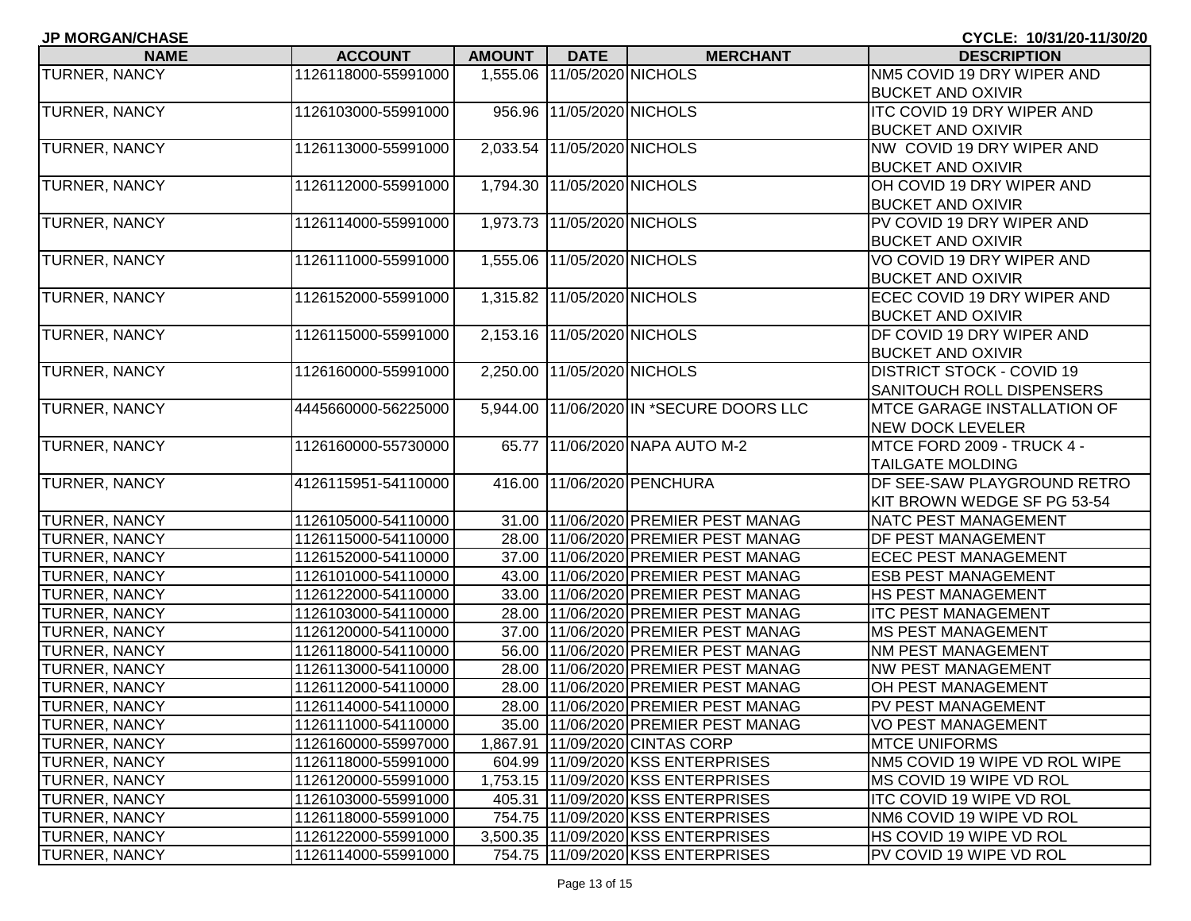**JP MORGAN/CHASE** **CYCLE: 10/31/20-11/30/20**

| NAME | ACCOUNT | AMOUNT | DATE | MERCHANT | DESCRIPTION |
|---|---|---|---|---|---|
| TURNER, NANCY | 1126118000-55991000 | 1,555.06 | 11/05/2020 | NICHOLS | NM5 COVID 19 DRY WIPER AND BUCKET AND OXIVIR |
| TURNER, NANCY | 1126103000-55991000 | 956.96 | 11/05/2020 | NICHOLS | ITC COVID 19 DRY WIPER AND BUCKET AND OXIVIR |
| TURNER, NANCY | 1126113000-55991000 | 2,033.54 | 11/05/2020 | NICHOLS | NW COVID 19 DRY WIPER AND BUCKET AND OXIVIR |
| TURNER, NANCY | 1126112000-55991000 | 1,794.30 | 11/05/2020 | NICHOLS | OH COVID 19 DRY WIPER AND BUCKET AND OXIVIR |
| TURNER, NANCY | 1126114000-55991000 | 1,973.73 | 11/05/2020 | NICHOLS | PV COVID 19 DRY WIPER AND BUCKET AND OXIVIR |
| TURNER, NANCY | 1126111000-55991000 | 1,555.06 | 11/05/2020 | NICHOLS | VO COVID 19 DRY WIPER AND BUCKET AND OXIVIR |
| TURNER, NANCY | 1126152000-55991000 | 1,315.82 | 11/05/2020 | NICHOLS | ECEC COVID 19 DRY WIPER AND BUCKET AND OXIVIR |
| TURNER, NANCY | 1126115000-55991000 | 2,153.16 | 11/05/2020 | NICHOLS | DF COVID 19 DRY WIPER AND BUCKET AND OXIVIR |
| TURNER, NANCY | 1126160000-55991000 | 2,250.00 | 11/05/2020 | NICHOLS | DISTRICT STOCK - COVID 19 SANITOUCH ROLL DISPENSERS |
| TURNER, NANCY | 4445660000-56225000 | 5,944.00 | 11/06/2020 | IN *SECURE DOORS LLC | MTCE GARAGE INSTALLATION OF NEW DOCK LEVELER |
| TURNER, NANCY | 1126160000-55730000 | 65.77 | 11/06/2020 | NAPA AUTO M-2 | MTCE FORD 2009 - TRUCK 4 - TAILGATE MOLDING |
| TURNER, NANCY | 4126115951-54110000 | 416.00 | 11/06/2020 | PENCHURA | DF SEE-SAW PLAYGROUND RETRO KIT BROWN WEDGE SF PG 53-54 |
| TURNER, NANCY | 1126105000-54110000 | 31.00 | 11/06/2020 | PREMIER PEST MANAG | NATC PEST MANAGEMENT |
| TURNER, NANCY | 1126115000-54110000 | 28.00 | 11/06/2020 | PREMIER PEST MANAG | DF PEST MANAGEMENT |
| TURNER, NANCY | 1126152000-54110000 | 37.00 | 11/06/2020 | PREMIER PEST MANAG | ECEC PEST MANAGEMENT |
| TURNER, NANCY | 1126101000-54110000 | 43.00 | 11/06/2020 | PREMIER PEST MANAG | ESB PEST MANAGEMENT |
| TURNER, NANCY | 1126122000-54110000 | 33.00 | 11/06/2020 | PREMIER PEST MANAG | HS PEST MANAGEMENT |
| TURNER, NANCY | 1126103000-54110000 | 28.00 | 11/06/2020 | PREMIER PEST MANAG | ITC PEST MANAGEMENT |
| TURNER, NANCY | 1126120000-54110000 | 37.00 | 11/06/2020 | PREMIER PEST MANAG | MS PEST MANAGEMENT |
| TURNER, NANCY | 1126118000-54110000 | 56.00 | 11/06/2020 | PREMIER PEST MANAG | NM PEST MANAGEMENT |
| TURNER, NANCY | 1126113000-54110000 | 28.00 | 11/06/2020 | PREMIER PEST MANAG | NW PEST MANAGEMENT |
| TURNER, NANCY | 1126112000-54110000 | 28.00 | 11/06/2020 | PREMIER PEST MANAG | OH PEST MANAGEMENT |
| TURNER, NANCY | 1126114000-54110000 | 28.00 | 11/06/2020 | PREMIER PEST MANAG | PV PEST MANAGEMENT |
| TURNER, NANCY | 1126111000-54110000 | 35.00 | 11/06/2020 | PREMIER PEST MANAG | VO PEST MANAGEMENT |
| TURNER, NANCY | 1126160000-55997000 | 1,867.91 | 11/09/2020 | CINTAS CORP | MTCE UNIFORMS |
| TURNER, NANCY | 1126118000-55991000 | 604.99 | 11/09/2020 | KSS ENTERPRISES | NM5 COVID 19 WIPE VD ROL WIPE |
| TURNER, NANCY | 1126120000-55991000 | 1,753.15 | 11/09/2020 | KSS ENTERPRISES | MS COVID 19 WIPE VD ROL |
| TURNER, NANCY | 1126103000-55991000 | 405.31 | 11/09/2020 | KSS ENTERPRISES | ITC COVID 19 WIPE VD ROL |
| TURNER, NANCY | 1126118000-55991000 | 754.75 | 11/09/2020 | KSS ENTERPRISES | NM6 COVID 19 WIPE VD ROL |
| TURNER, NANCY | 1126122000-55991000 | 3,500.35 | 11/09/2020 | KSS ENTERPRISES | HS COVID 19 WIPE VD ROL |
| TURNER, NANCY | 1126114000-55991000 | 754.75 | 11/09/2020 | KSS ENTERPRISES | PV COVID 19 WIPE VD ROL |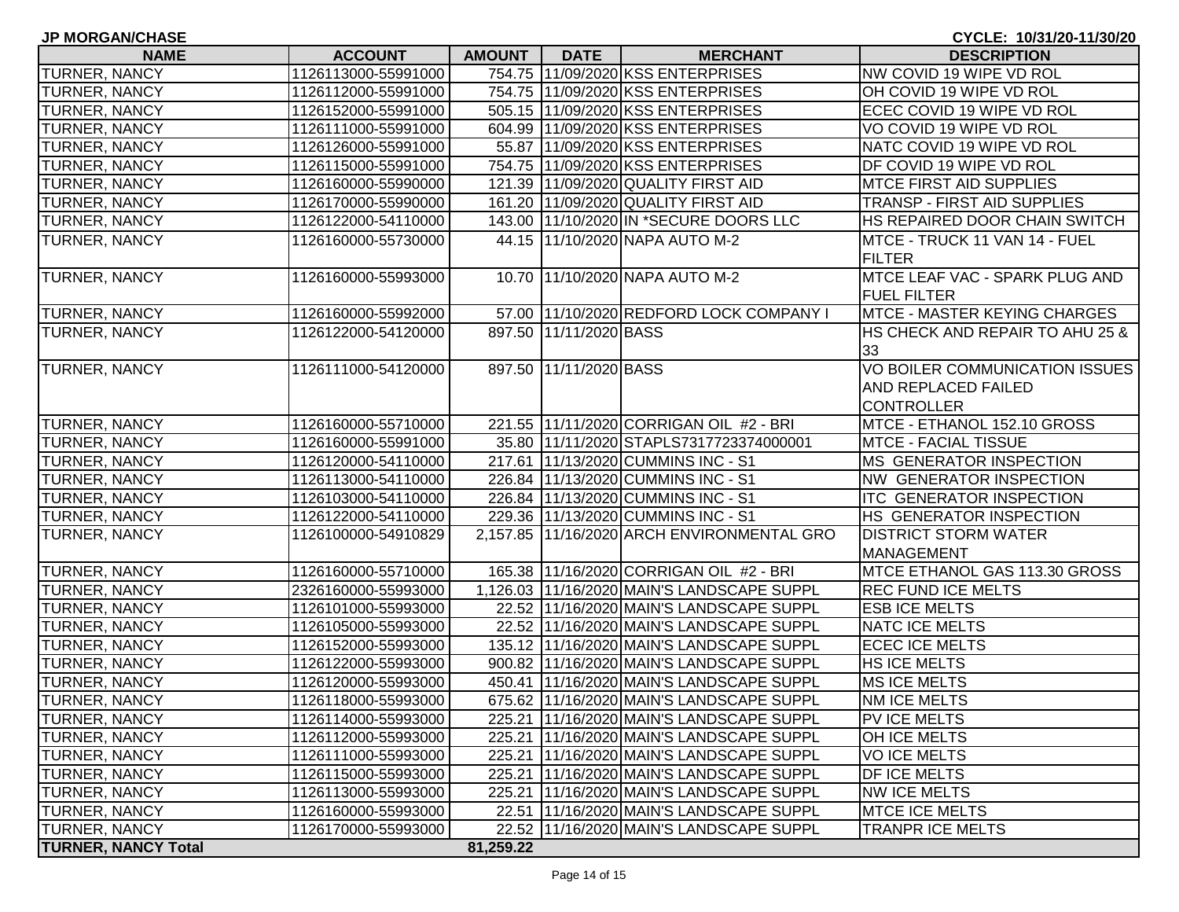JP MORGAN/CHASE

CYCLE: 10/31/20-11/30/20

| NAME | ACCOUNT | AMOUNT | DATE | MERCHANT | DESCRIPTION |
|---|---|---|---|---|---|
| TURNER, NANCY | 1126113000-55991000 | 754.75 | 11/09/2020 | KSS ENTERPRISES | NW COVID 19 WIPE VD ROL |
| TURNER, NANCY | 1126112000-55991000 | 754.75 | 11/09/2020 | KSS ENTERPRISES | OH COVID 19 WIPE VD ROL |
| TURNER, NANCY | 1126152000-55991000 | 505.15 | 11/09/2020 | KSS ENTERPRISES | ECEC COVID 19 WIPE VD ROL |
| TURNER, NANCY | 1126111000-55991000 | 604.99 | 11/09/2020 | KSS ENTERPRISES | VO COVID 19 WIPE VD ROL |
| TURNER, NANCY | 1126126000-55991000 | 55.87 | 11/09/2020 | KSS ENTERPRISES | NATC COVID 19 WIPE VD ROL |
| TURNER, NANCY | 1126115000-55991000 | 754.75 | 11/09/2020 | KSS ENTERPRISES | DF COVID 19 WIPE VD ROL |
| TURNER, NANCY | 1126160000-55990000 | 121.39 | 11/09/2020 | QUALITY FIRST AID | MTCE FIRST AID SUPPLIES |
| TURNER, NANCY | 1126170000-55990000 | 161.20 | 11/09/2020 | QUALITY FIRST AID | TRANSP - FIRST AID SUPPLIES |
| TURNER, NANCY | 1126122000-54110000 | 143.00 | 11/10/2020 | IN *SECURE DOORS LLC | HS REPAIRED DOOR CHAIN SWITCH |
| TURNER, NANCY | 1126160000-55730000 | 44.15 | 11/10/2020 | NAPA AUTO M-2 | MTCE - TRUCK 11 VAN 14 - FUEL FILTER |
| TURNER, NANCY | 1126160000-55993000 | 10.70 | 11/10/2020 | NAPA AUTO M-2 | MTCE LEAF VAC - SPARK PLUG AND FUEL FILTER |
| TURNER, NANCY | 1126160000-55992000 | 57.00 | 11/10/2020 | REDFORD LOCK COMPANY I | MTCE - MASTER KEYING CHARGES |
| TURNER, NANCY | 1126122000-54120000 | 897.50 | 11/11/2020 | BASS | HS CHECK AND REPAIR TO AHU 25 & 33 |
| TURNER, NANCY | 1126111000-54120000 | 897.50 | 11/11/2020 | BASS | VO BOILER COMMUNICATION ISSUES AND REPLACED FAILED CONTROLLER |
| TURNER, NANCY | 1126160000-55710000 | 221.55 | 11/11/2020 | CORRIGAN OIL #2 - BRI | MTCE - ETHANOL 152.10 GROSS |
| TURNER, NANCY | 1126160000-55991000 | 35.80 | 11/11/2020 | STAPLS7317723374000001 | MTCE - FACIAL TISSUE |
| TURNER, NANCY | 1126120000-54110000 | 217.61 | 11/13/2020 | CUMMINS INC - S1 | MS GENERATOR INSPECTION |
| TURNER, NANCY | 1126113000-54110000 | 226.84 | 11/13/2020 | CUMMINS INC - S1 | NW GENERATOR INSPECTION |
| TURNER, NANCY | 1126103000-54110000 | 226.84 | 11/13/2020 | CUMMINS INC - S1 | ITC GENERATOR INSPECTION |
| TURNER, NANCY | 1126122000-54110000 | 229.36 | 11/13/2020 | CUMMINS INC - S1 | HS GENERATOR INSPECTION |
| TURNER, NANCY | 1126100000-54910829 | 2,157.85 | 11/16/2020 | ARCH ENVIRONMENTAL GRO | DISTRICT STORM WATER MANAGEMENT |
| TURNER, NANCY | 1126160000-55710000 | 165.38 | 11/16/2020 | CORRIGAN OIL #2 - BRI | MTCE ETHANOL GAS 113.30 GROSS |
| TURNER, NANCY | 2326160000-55993000 | 1,126.03 | 11/16/2020 | MAIN'S LANDSCAPE SUPPL | REC FUND ICE MELTS |
| TURNER, NANCY | 1126101000-55993000 | 22.52 | 11/16/2020 | MAIN'S LANDSCAPE SUPPL | ESB ICE MELTS |
| TURNER, NANCY | 1126105000-55993000 | 22.52 | 11/16/2020 | MAIN'S LANDSCAPE SUPPL | NATC ICE MELTS |
| TURNER, NANCY | 1126152000-55993000 | 135.12 | 11/16/2020 | MAIN'S LANDSCAPE SUPPL | ECEC ICE MELTS |
| TURNER, NANCY | 1126122000-55993000 | 900.82 | 11/16/2020 | MAIN'S LANDSCAPE SUPPL | HS ICE MELTS |
| TURNER, NANCY | 1126120000-55993000 | 450.41 | 11/16/2020 | MAIN'S LANDSCAPE SUPPL | MS ICE MELTS |
| TURNER, NANCY | 1126118000-55993000 | 675.62 | 11/16/2020 | MAIN'S LANDSCAPE SUPPL | NM ICE MELTS |
| TURNER, NANCY | 1126114000-55993000 | 225.21 | 11/16/2020 | MAIN'S LANDSCAPE SUPPL | PV ICE MELTS |
| TURNER, NANCY | 1126112000-55993000 | 225.21 | 11/16/2020 | MAIN'S LANDSCAPE SUPPL | OH ICE MELTS |
| TURNER, NANCY | 1126111000-55993000 | 225.21 | 11/16/2020 | MAIN'S LANDSCAPE SUPPL | VO ICE MELTS |
| TURNER, NANCY | 1126115000-55993000 | 225.21 | 11/16/2020 | MAIN'S LANDSCAPE SUPPL | DF ICE MELTS |
| TURNER, NANCY | 1126113000-55993000 | 225.21 | 11/16/2020 | MAIN'S LANDSCAPE SUPPL | NW ICE MELTS |
| TURNER, NANCY | 1126160000-55993000 | 22.51 | 11/16/2020 | MAIN'S LANDSCAPE SUPPL | MTCE ICE MELTS |
| TURNER, NANCY | 1126170000-55993000 | 22.52 | 11/16/2020 | MAIN'S LANDSCAPE SUPPL | TRANPR ICE MELTS |
| **TURNER, NANCY Total** | | **81,259.22** | | | |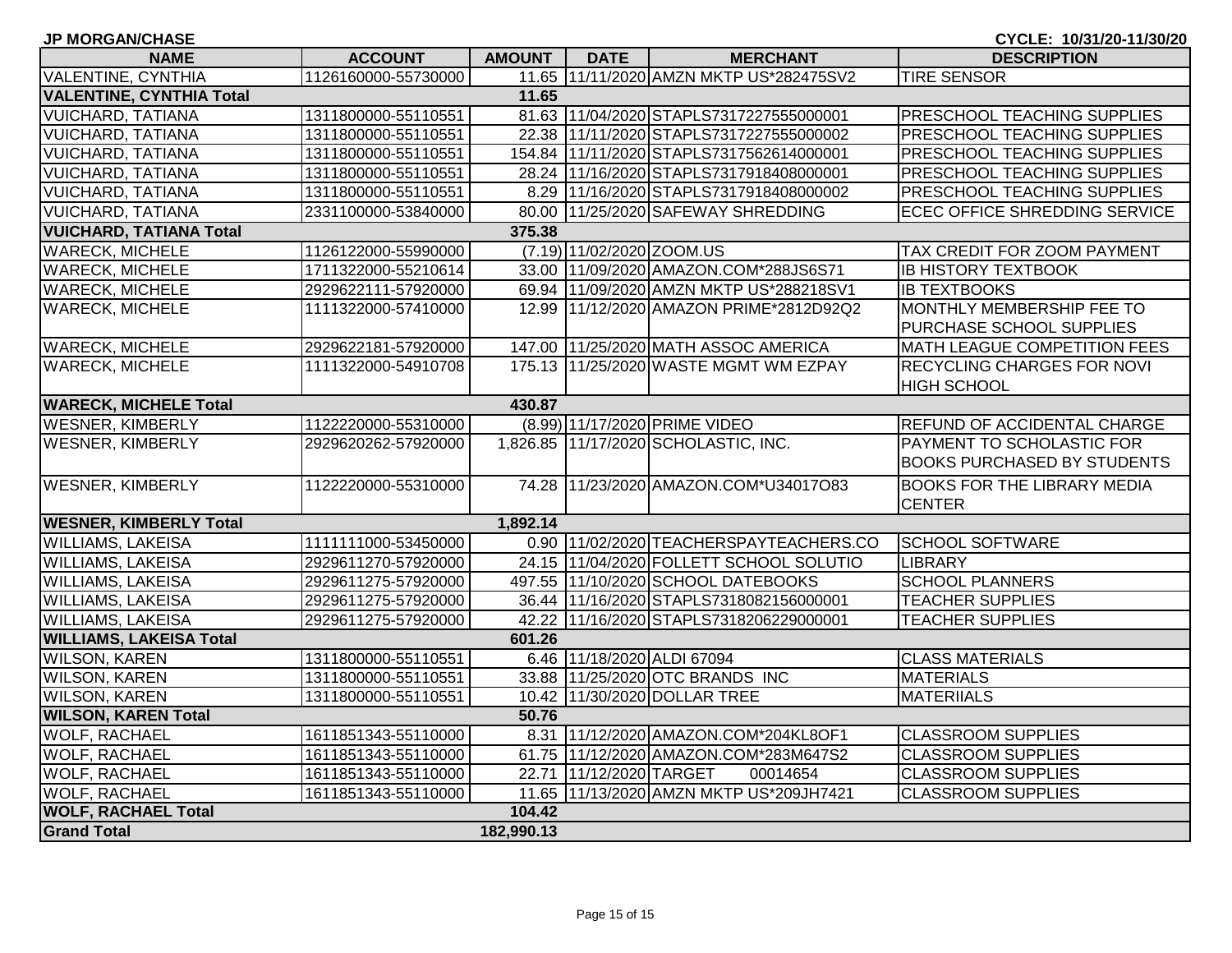**JP MORGAN/CHASE** CYCLE: 10/31/20-11/30/20

| NAME | ACCOUNT | AMOUNT | DATE | MERCHANT | DESCRIPTION |
|---|---|---|---|---|---|
| VALENTINE, CYNTHIA | 1126160000-55730000 | 11.65 | 11/11/2020 | AMZN MKTP US*282475SV2 | TIRE SENSOR |
| **VALENTINE, CYNTHIA Total** | | **11.65** | | | |
| VUICHARD, TATIANA | 1311800000-55110551 | 81.63 | 11/04/2020 | STAPLS7317227555000001 | PRESCHOOL TEACHING SUPPLIES |
| VUICHARD, TATIANA | 1311800000-55110551 | 22.38 | 11/11/2020 | STAPLS7317227555000002 | PRESCHOOL TEACHING SUPPLIES |
| VUICHARD, TATIANA | 1311800000-55110551 | 154.84 | 11/11/2020 | STAPLS7317562614000001 | PRESCHOOL TEACHING SUPPLIES |
| VUICHARD, TATIANA | 1311800000-55110551 | 28.24 | 11/16/2020 | STAPLS7317918408000001 | PRESCHOOL TEACHING SUPPLIES |
| VUICHARD, TATIANA | 1311800000-55110551 | 8.29 | 11/16/2020 | STAPLS7317918408000002 | PRESCHOOL TEACHING SUPPLIES |
| VUICHARD, TATIANA | 2331100000-53840000 | 80.00 | 11/25/2020 | SAFEWAY SHREDDING | ECEC OFFICE SHREDDING SERVICE |
| **VUICHARD, TATIANA Total** | | **375.38** | | | |
| WARECK, MICHELE | 1126122000-55990000 | (7.19) | 11/02/2020 | ZOOM.US | TAX CREDIT FOR ZOOM PAYMENT |
| WARECK, MICHELE | 1711322000-55210614 | 33.00 | 11/09/2020 | AMAZON.COM*288JS6S71 | IB HISTORY TEXTBOOK |
| WARECK, MICHELE | 2929622111-57920000 | 69.94 | 11/09/2020 | AMZN MKTP US*288218SV1 | IB TEXTBOOKS |
| WARECK, MICHELE | 1111322000-57410000 | 12.99 | 11/12/2020 | AMAZON PRIME*2812D92Q2 | MONTHLY MEMBERSHIP FEE TO PURCHASE SCHOOL SUPPLIES |
| WARECK, MICHELE | 2929622181-57920000 | 147.00 | 11/25/2020 | MATH ASSOC AMERICA | MATH LEAGUE COMPETITION FEES |
| WARECK, MICHELE | 1111322000-54910708 | 175.13 | 11/25/2020 | WASTE MGMT WM EZPAY | RECYCLING CHARGES FOR NOVI HIGH SCHOOL |
| **WARECK, MICHELE Total** | | **430.87** | | | |
| WESNER, KIMBERLY | 1122220000-55310000 | (8.99) | 11/17/2020 | PRIME VIDEO | REFUND OF ACCIDENTAL CHARGE |
| WESNER, KIMBERLY | 2929620262-57920000 | 1,826.85 | 11/17/2020 | SCHOLASTIC, INC. | PAYMENT TO SCHOLASTIC FOR BOOKS PURCHASED BY STUDENTS |
| WESNER, KIMBERLY | 1122220000-55310000 | 74.28 | 11/23/2020 | AMAZON.COM*U34017O83 | BOOKS FOR THE LIBRARY MEDIA CENTER |
| **WESNER, KIMBERLY Total** | | **1,892.14** | | | |
| WILLIAMS, LAKEISA | 1111111000-53450000 | 0.90 | 11/02/2020 | TEACHERSPAYTEACHERS.CO | SCHOOL SOFTWARE |
| WILLIAMS, LAKEISA | 2929611270-57920000 | 24.15 | 11/04/2020 | FOLLETT SCHOOL SOLUTIO | LIBRARY |
| WILLIAMS, LAKEISA | 2929611275-57920000 | 497.55 | 11/10/2020 | SCHOOL DATEBOOKS | SCHOOL PLANNERS |
| WILLIAMS, LAKEISA | 2929611275-57920000 | 36.44 | 11/16/2020 | STAPLS7318082156000001 | TEACHER SUPPLIES |
| WILLIAMS, LAKEISA | 2929611275-57920000 | 42.22 | 11/16/2020 | STAPLS7318206229000001 | TEACHER SUPPLIES |
| **WILLIAMS, LAKEISA Total** | | **601.26** | | | |
| WILSON, KAREN | 1311800000-55110551 | 6.46 | 11/18/2020 | ALDI 67094 | CLASS MATERIALS |
| WILSON, KAREN | 1311800000-55110551 | 33.88 | 11/25/2020 | OTC BRANDS INC | MATERIALS |
| WILSON, KAREN | 1311800000-55110551 | 10.42 | 11/30/2020 | DOLLAR TREE | MATERIIALS |
| **WILSON, KAREN Total** | | **50.76** | | | |
| WOLF, RACHAEL | 1611851343-55110000 | 8.31 | 11/12/2020 | AMAZON.COM*204KL8OF1 | CLASSROOM SUPPLIES |
| WOLF, RACHAEL | 1611851343-55110000 | 61.75 | 11/12/2020 | AMAZON.COM*283M647S2 | CLASSROOM SUPPLIES |
| WOLF, RACHAEL | 1611851343-55110000 | 22.71 | 11/12/2020 | TARGET 00014654 | CLASSROOM SUPPLIES |
| WOLF, RACHAEL | 1611851343-55110000 | 11.65 | 11/13/2020 | AMZN MKTP US*209JH7421 | CLASSROOM SUPPLIES |
| **WOLF, RACHAEL Total** | | **104.42** | | | |
| **Grand Total** | | **182,990.13** | | | |